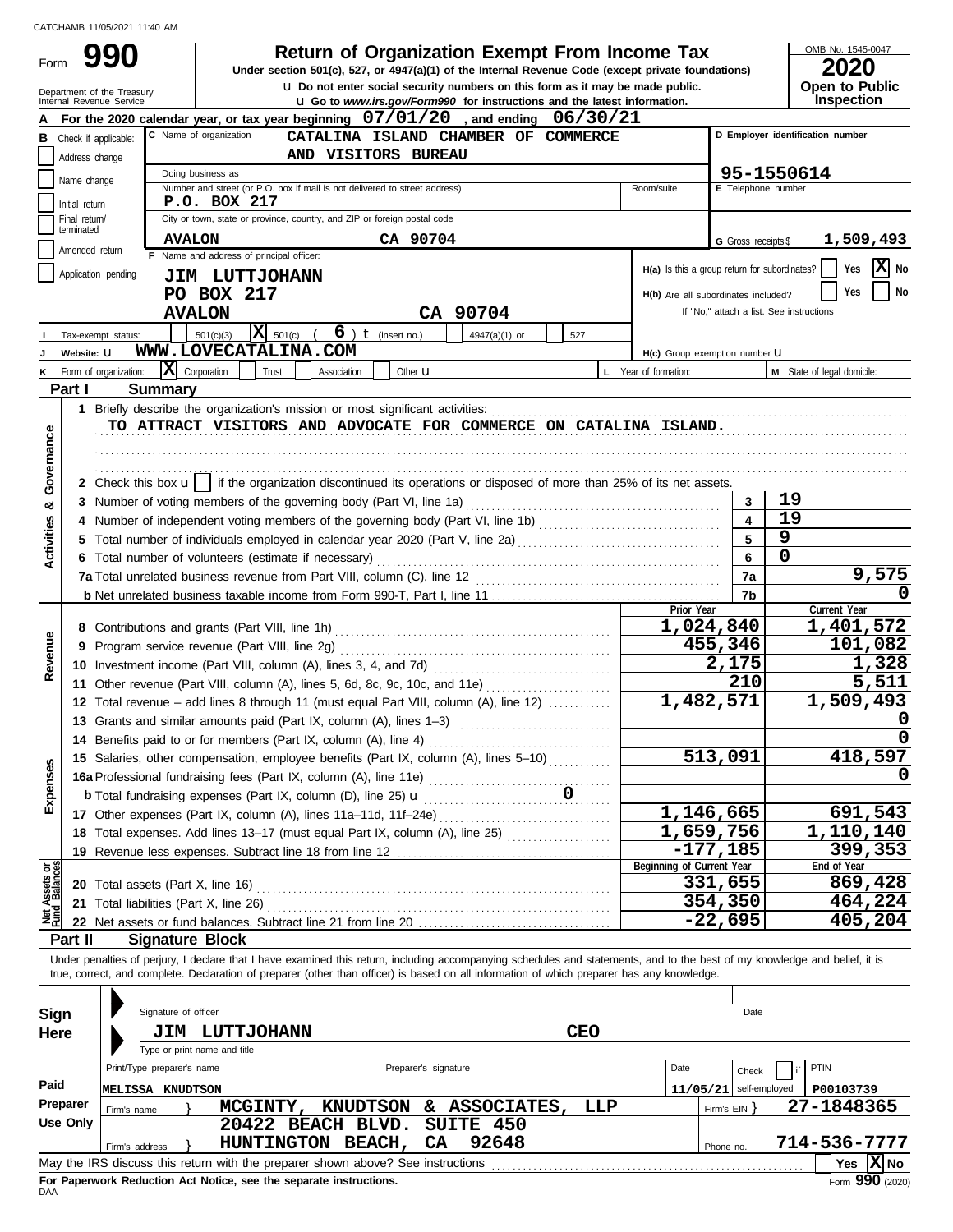CATCHAMB 11/05/2021 11:40 AM

Form **990**

# Return of Organization Exempt From Income Tax

**Under section 501(c), 527, or 4947(a)(1) of the Internal Revenue Code (except private foundations)**

u Do not enter social security numbers on this form as it may be made public.

u Go to *www.irs.gov/Form990* for instructions and the latest information.

Department of the Treasury
Internal Revenue Service

OMB No. 1545-0047

**2020**

**Open to Public Inspection**

**A** For the 2020 calendar year, or tax year beginning 07/01/20 , and ending 06/30/21

**B** Check if applicable:
- Address change
- Name change
- Initial return
- Final return/terminated
- Amended return
- Application pending

**C** Name of organization: CATALINA ISLAND CHAMBER OF COMMERCE AND VISITORS BUREAU

Doing business as

Number and street (or P.O. box if mail is not delivered to street address): P.O. BOX 217 | Room/suite

City or town, state or province, country, and ZIP or foreign postal code: AVALON CA 90704

**D** Employer identification number: 95-1550614

**E** Telephone number

**G** Gross receipts $ 1,509,493

**F** Name and address of principal officer: JIM LUTTJOHANN, PO BOX 217, AVALON CA 90704

H(a) Is this a group return for subordinates? Yes [ ] No [X]

H(b) Are all subordinates included? Yes [ ] No [ ]
If "No," attach a list. See instructions

**I** Tax-exempt status: [ ] 501(c)(3) [X] 501(c) ( 6 ) t (insert no.) [ ] 4947(a)(1) or [ ] 527

**J** Website: u WWW.LOVECATALINA.COM

H(c) Group exemption number u

**K** Form of organization: [X] Corporation [ ] Trust [ ] Association [ ] Other u

**L** Year of formation:

**M** State of legal domicile:

## Part I Summary

**Activities & Governance**

1 Briefly describe the organization's mission or most significant activities:
TO ATTRACT VISITORS AND ADVOCATE FOR COMMERCE ON CATALINA ISLAND.

2 Check this box u [ ] if the organization discontinued its operations or disposed of more than 25% of its net assets.

| | | |
|---|---|---|
| 3 Number of voting members of the governing body (Part VI, line 1a) | 3 | 19 |
| 4 Number of independent voting members of the governing body (Part VI, line 1b) | 4 | 19 |
| 5 Total number of individuals employed in calendar year 2020 (Part V, line 2a) | 5 | 9 |
| 6 Total number of volunteers (estimate if necessary) | 6 | 0 |
| 7a Total unrelated business revenue from Part VIII, column (C), line 12 | 7a | 9,575 |
| b Net unrelated business taxable income from Form 990-T, Part I, line 11 | 7b | 0 |

| | Prior Year | Current Year |
|---|---|---|
| **Revenue** | | |
| 8 Contributions and grants (Part VIII, line 1h) | 1,024,840 | 1,401,572 |
| 9 Program service revenue (Part VIII, line 2g) | 455,346 | 101,082 |
| 10 Investment income (Part VIII, column (A), lines 3, 4, and 7d) | 2,175 | 1,328 |
| 11 Other revenue (Part VIII, column (A), lines 5, 6d, 8c, 9c, 10c, and 11e) | 210 | 5,511 |
| 12 Total revenue – add lines 8 through 11 (must equal Part VIII, column (A), line 12) | 1,482,571 | 1,509,493 |
| **Expenses** | | |
| 13 Grants and similar amounts paid (Part IX, column (A), lines 1–3) | | 0 |
| 14 Benefits paid to or for members (Part IX, column (A), line 4) | | 0 |
| 15 Salaries, other compensation, employee benefits (Part IX, column (A), lines 5–10) | 513,091 | 418,597 |
| 16a Professional fundraising fees (Part IX, column (A), line 11e) | | 0 |
| b Total fundraising expenses (Part IX, column (D), line 25) u 0 | | |
| 17 Other expenses (Part IX, column (A), lines 11a–11d, 11f–24e) | 1,146,665 | 691,543 |
| 18 Total expenses. Add lines 13–17 (must equal Part IX, column (A), line 25) | 1,659,756 | 1,110,140 |
| 19 Revenue less expenses. Subtract line 18 from line 12 | -177,185 | 399,353 |

| **Net Assets or Fund Balances** | Beginning of Current Year | End of Year |
|---|---|---|
| 20 Total assets (Part X, line 16) | 331,655 | 869,428 |
| 21 Total liabilities (Part X, line 26) | 354,350 | 464,224 |
| 22 Net assets or fund balances. Subtract line 21 from line 20 | -22,695 | 405,204 |

## Part II Signature Block

Under penalties of perjury, I declare that I have examined this return, including accompanying schedules and statements, and to the best of my knowledge and belief, it is true, correct, and complete. Declaration of preparer (other than officer) is based on all information of which preparer has any knowledge.

**Sign Here**

Signature of officer | Date

JIM LUTTJOHANN CEO
Type or print name and title

**Paid Preparer Use Only**

| Print/Type preparer's name | Preparer's signature | Date | Check [ ] if self-employed | PTIN |
|---|---|---|---|---|
| MELISSA KNUDTSON | | 11/05/21 | | P00103739 |

Firm's name } MCGINTY, KNUDTSON & ASSOCIATES, LLP — Firm's EIN } 27-1848365

Firm's address } 20422 BEACH BLVD. SUITE 450, HUNTINGTON BEACH, CA 92648 — Phone no. 714-536-7777

May the IRS discuss this return with the preparer shown above? See instructions — Yes [ ] No [X]

**For Paperwork Reduction Act Notice, see the separate instructions.**

DAA

Form **990** (2020)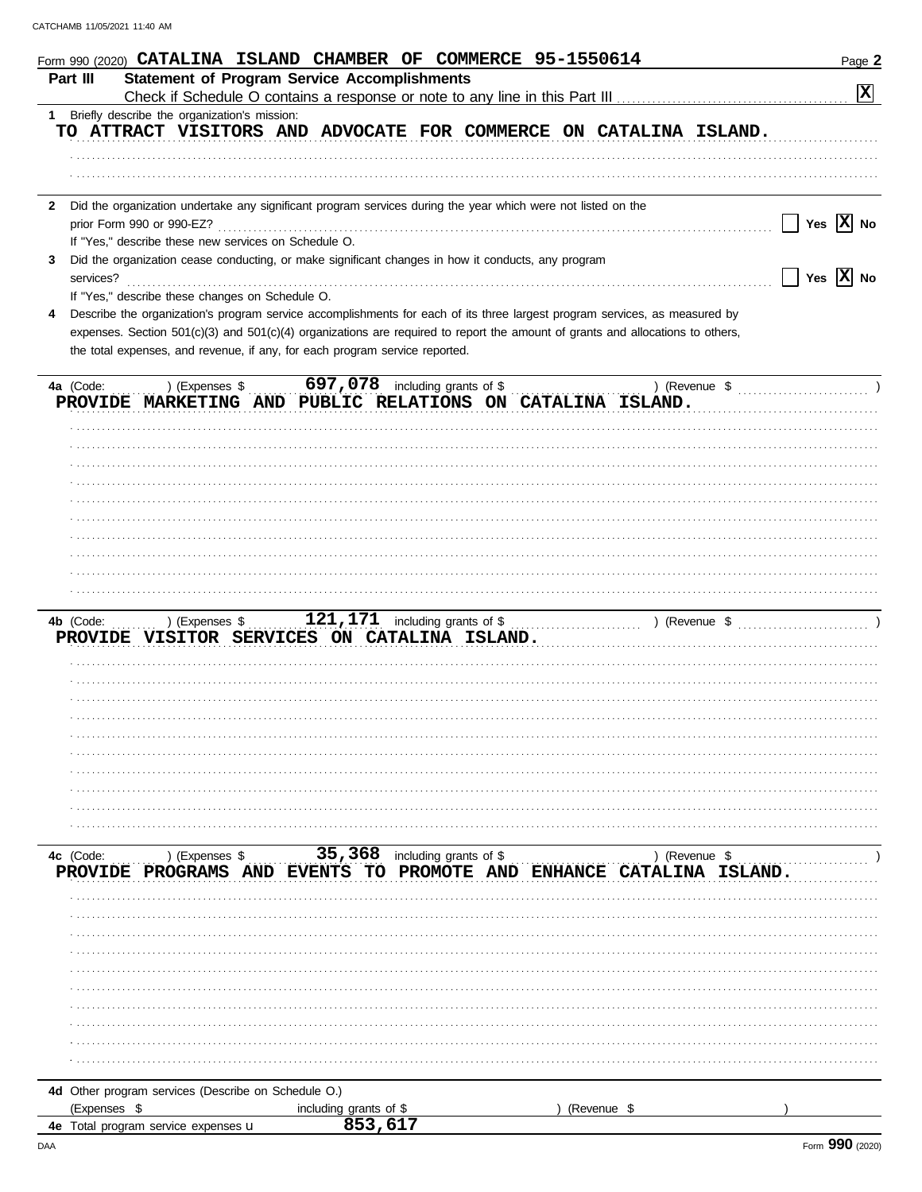Form 990 (2020) CATALINA ISLAND CHAMBER OF COMMERCE 95-1550614

## Part III Statement of Program Service Accomplishments

Check if Schedule O contains a response or note to any line in this Part III [X]

**1** Briefly describe the organization's mission:

TO ATTRACT VISITORS AND ADVOCATE FOR COMMERCE ON CATALINA ISLAND.

**2** Did the organization undertake any significant program services during the year which were not listed on the prior Form 990 or 990-EZ? [ ] Yes [X] No

If "Yes," describe these new services on Schedule O.

**3** Did the organization cease conducting, or make significant changes in how it conducts, any program services? [ ] Yes [X] No

If "Yes," describe these changes on Schedule O.

**4** Describe the organization's program service accomplishments for each of its three largest program services, as measured by expenses. Section 501(c)(3) and 501(c)(4) organizations are required to report the amount of grants and allocations to others, the total expenses, and revenue, if any, for each program service reported.

**4a** (Code: ) (Expenses $ 697,078 including grants of $ ) (Revenue $ )

PROVIDE MARKETING AND PUBLIC RELATIONS ON CATALINA ISLAND.

**4b** (Code: ) (Expenses $ 121,171 including grants of $ ) (Revenue $ )

PROVIDE VISITOR SERVICES ON CATALINA ISLAND.

**4c** (Code: ) (Expenses $ 35,368 including grants of $ ) (Revenue $ )

PROVIDE PROGRAMS AND EVENTS TO PROMOTE AND ENHANCE CATALINA ISLAND.

**4d** Other program services (Describe on Schedule O.)

(Expenses $ including grants of $ ) (Revenue $ )

**4e** Total program service expenses ▶ 853,617

Form 990 (2020)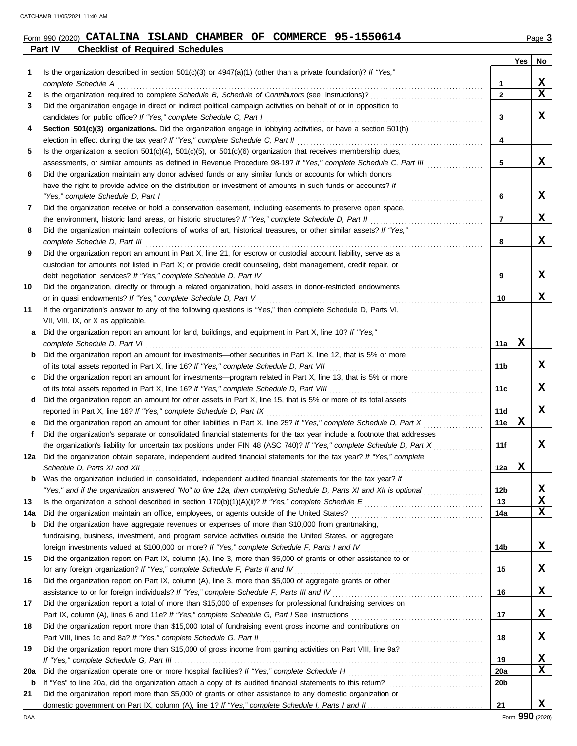Form 990 (2020) **CATALINA ISLAND CHAMBER OF COMMERCE 95-1550614**

## Part IV Checklist of Required Schedules

| | | | Yes | No |
|---|---|---|---|---|
| **1** | Is the organization described in section 501(c)(3) or 4947(a)(1) (other than a private foundation)? *If "Yes," complete Schedule A* | 1 | | X |
| **2** | Is the organization required to complete *Schedule B, Schedule of Contributors* (see instructions)? | 2 | | X |
| **3** | Did the organization engage in direct or indirect political campaign activities on behalf of or in opposition to candidates for public office? *If "Yes," complete Schedule C, Part I* | 3 | | X |
| **4** | **Section 501(c)(3) organizations.** Did the organization engage in lobbying activities, or have a section 501(h) election in effect during the tax year? *If "Yes," complete Schedule C, Part II* | 4 | | |
| **5** | Is the organization a section 501(c)(4), 501(c)(5), or 501(c)(6) organization that receives membership dues, assessments, or similar amounts as defined in Revenue Procedure 98-19? *If "Yes," complete Schedule C, Part III* | 5 | | X |
| **6** | Did the organization maintain any donor advised funds or any similar funds or accounts for which donors have the right to provide advice on the distribution or investment of amounts in such funds or accounts? *If "Yes," complete Schedule D, Part I* | 6 | | X |
| **7** | Did the organization receive or hold a conservation easement, including easements to preserve open space, the environment, historic land areas, or historic structures? *If "Yes," complete Schedule D, Part II* | 7 | | X |
| **8** | Did the organization maintain collections of works of art, historical treasures, or other similar assets? *If "Yes," complete Schedule D, Part III* | 8 | | X |
| **9** | Did the organization report an amount in Part X, line 21, for escrow or custodial account liability, serve as a custodian for amounts not listed in Part X; or provide credit counseling, debt management, credit repair, or debt negotiation services? *If "Yes," complete Schedule D, Part IV* | 9 | | X |
| **10** | Did the organization, directly or through a related organization, hold assets in donor-restricted endowments or in quasi endowments? *If "Yes," complete Schedule D, Part V* | 10 | | X |
| **11** | If the organization's answer to any of the following questions is "Yes," then complete Schedule D, Parts VI, VII, VIII, IX, or X as applicable. | | | |
| **a** | Did the organization report an amount for land, buildings, and equipment in Part X, line 10? *If "Yes," complete Schedule D, Part VI* | 11a | X | |
| **b** | Did the organization report an amount for investments—other securities in Part X, line 12, that is 5% or more of its total assets reported in Part X, line 16? *If "Yes," complete Schedule D, Part VII* | 11b | | X |
| **c** | Did the organization report an amount for investments—program related in Part X, line 13, that is 5% or more of its total assets reported in Part X, line 16? *If "Yes," complete Schedule D, Part VIII* | 11c | | X |
| **d** | Did the organization report an amount for other assets in Part X, line 15, that is 5% or more of its total assets reported in Part X, line 16? *If "Yes," complete Schedule D, Part IX* | 11d | | X |
| **e** | Did the organization report an amount for other liabilities in Part X, line 25? *If "Yes," complete Schedule D, Part X* | 11e | X | |
| **f** | Did the organization's separate or consolidated financial statements for the tax year include a footnote that addresses the organization's liability for uncertain tax positions under FIN 48 (ASC 740)? *If "Yes," complete Schedule D, Part X* | 11f | | X |
| **12a** | Did the organization obtain separate, independent audited financial statements for the tax year? *If "Yes," complete Schedule D, Parts XI and XII* | 12a | X | |
| **b** | Was the organization included in consolidated, independent audited financial statements for the tax year? *If "Yes," and if the organization answered "No" to line 12a, then completing Schedule D, Parts XI and XII is optional* | 12b | | X |
| **13** | Is the organization a school described in section 170(b)(1)(A)(ii)? *If "Yes," complete Schedule E* | 13 | | X |
| **14a** | Did the organization maintain an office, employees, or agents outside of the United States? | 14a | | X |
| **b** | Did the organization have aggregate revenues or expenses of more than $10,000 from grantmaking, fundraising, business, investment, and program service activities outside the United States, or aggregate foreign investments valued at $100,000 or more? *If "Yes," complete Schedule F, Parts I and IV* | 14b | | X |
| **15** | Did the organization report on Part IX, column (A), line 3, more than $5,000 of grants or other assistance to or for any foreign organization? *If "Yes," complete Schedule F, Parts II and IV* | 15 | | X |
| **16** | Did the organization report on Part IX, column (A), line 3, more than $5,000 of aggregate grants or other assistance to or for foreign individuals? *If "Yes," complete Schedule F, Parts III and IV* | 16 | | X |
| **17** | Did the organization report a total of more than $15,000 of expenses for professional fundraising services on Part IX, column (A), lines 6 and 11e? *If "Yes," complete Schedule G, Part I* See instructions | 17 | | X |
| **18** | Did the organization report more than $15,000 total of fundraising event gross income and contributions on Part VIII, lines 1c and 8a? *If "Yes," complete Schedule G, Part II* | 18 | | X |
| **19** | Did the organization report more than $15,000 of gross income from gaming activities on Part VIII, line 9a? *If "Yes," complete Schedule G, Part III* | 19 | | X |
| **20a** | Did the organization operate one or more hospital facilities? *If "Yes," complete Schedule H* | 20a | | X |
| **b** | If "Yes" to line 20a, did the organization attach a copy of its audited financial statements to this return? | 20b | | |
| **21** | Did the organization report more than $5,000 of grants or other assistance to any domestic organization or domestic government on Part IX, column (A), line 1? *If "Yes," complete Schedule I, Parts I and II* | 21 | | X |

Form **990** (2020)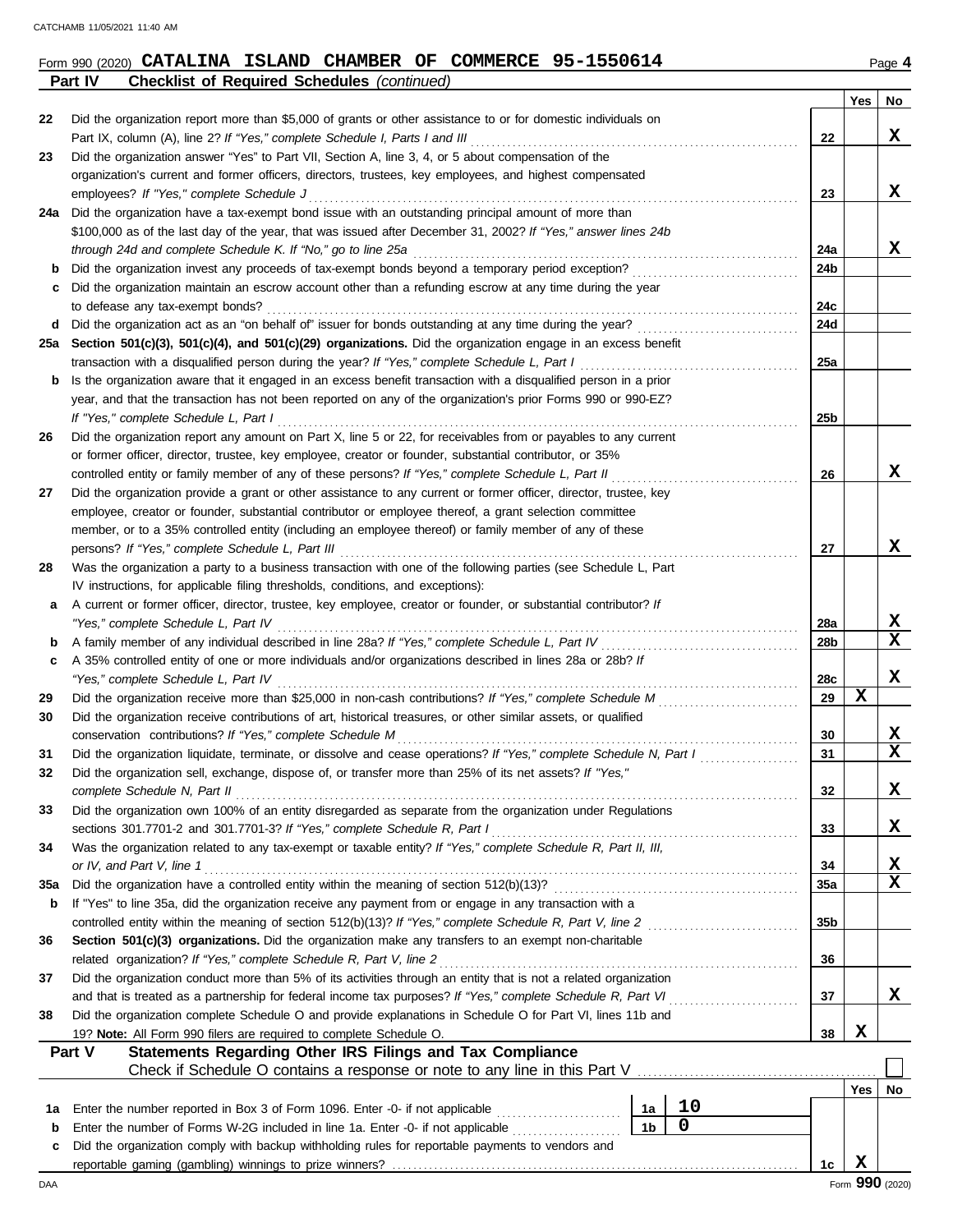Form 990 (2020) **CATALINA ISLAND CHAMBER OF COMMERCE 95-1550614** Page **4**

**Part IV Checklist of Required Schedules** *(continued)*

| | | | Yes | No |
|---|---|---|---|---|
| 22 | Did the organization report more than $5,000 of grants or other assistance to or for domestic individuals on Part IX, column (A), line 2? *If "Yes," complete Schedule I, Parts I and III* | 22 | | X |
| 23 | Did the organization answer "Yes" to Part VII, Section A, line 3, 4, or 5 about compensation of the organization's current and former officers, directors, trustees, key employees, and highest compensated employees? *If "Yes," complete Schedule J* | 23 | | X |
| 24a | Did the organization have a tax-exempt bond issue with an outstanding principal amount of more than $100,000 as of the last day of the year, that was issued after December 31, 2002? *If "Yes," answer lines 24b through 24d and complete Schedule K. If "No," go to line 25a* | 24a | | X |
| b | Did the organization invest any proceeds of tax-exempt bonds beyond a temporary period exception? | 24b | | |
| c | Did the organization maintain an escrow account other than a refunding escrow at any time during the year to defease any tax-exempt bonds? | 24c | | |
| d | Did the organization act as an "on behalf of" issuer for bonds outstanding at any time during the year? | 24d | | |
| 25a | **Section 501(c)(3), 501(c)(4), and 501(c)(29) organizations.** Did the organization engage in an excess benefit transaction with a disqualified person during the year? *If "Yes," complete Schedule L, Part I* | 25a | | |
| b | Is the organization aware that it engaged in an excess benefit transaction with a disqualified person in a prior year, and that the transaction has not been reported on any of the organization's prior Forms 990 or 990-EZ? *If "Yes," complete Schedule L, Part I* | 25b | | |
| 26 | Did the organization report any amount on Part X, line 5 or 22, for receivables from or payables to any current or former officer, director, trustee, key employee, creator or founder, substantial contributor, or 35% controlled entity or family member of any of these persons? *If "Yes," complete Schedule L, Part II* | 26 | | X |
| 27 | Did the organization provide a grant or other assistance to any current or former officer, director, trustee, key employee, creator or founder, substantial contributor or employee thereof, a grant selection committee member, or to a 35% controlled entity (including an employee thereof) or family member of any of these persons? *If "Yes," complete Schedule L, Part III* | 27 | | X |
| 28 | Was the organization a party to a business transaction with one of the following parties (see Schedule L, Part IV instructions, for applicable filing thresholds, conditions, and exceptions): | | | |
| a | A current or former officer, director, trustee, key employee, creator or founder, or substantial contributor? *If "Yes," complete Schedule L, Part IV* | 28a | | X |
| b | A family member of any individual described in line 28a? *If "Yes," complete Schedule L, Part IV* | 28b | | X |
| c | A 35% controlled entity of one or more individuals and/or organizations described in lines 28a or 28b? *If "Yes," complete Schedule L, Part IV* | 28c | | X |
| 29 | Did the organization receive more than $25,000 in non-cash contributions? *If "Yes," complete Schedule M* | 29 | X | |
| 30 | Did the organization receive contributions of art, historical treasures, or other similar assets, or qualified conservation contributions? *If "Yes," complete Schedule M* | 30 | | X |
| 31 | Did the organization liquidate, terminate, or dissolve and cease operations? *If "Yes," complete Schedule N, Part I* | 31 | | X |
| 32 | Did the organization sell, exchange, dispose of, or transfer more than 25% of its net assets? *If "Yes," complete Schedule N, Part II* | 32 | | X |
| 33 | Did the organization own 100% of an entity disregarded as separate from the organization under Regulations sections 301.7701-2 and 301.7701-3? *If "Yes," complete Schedule R, Part I* | 33 | | X |
| 34 | Was the organization related to any tax-exempt or taxable entity? *If "Yes," complete Schedule R, Part II, III, or IV, and Part V, line 1* | 34 | | X |
| 35a | Did the organization have a controlled entity within the meaning of section 512(b)(13)? | 35a | | X |
| b | If "Yes" to line 35a, did the organization receive any payment from or engage in any transaction with a controlled entity within the meaning of section 512(b)(13)? *If "Yes," complete Schedule R, Part V, line 2* | 35b | | |
| 36 | **Section 501(c)(3) organizations.** Did the organization make any transfers to an exempt non-charitable related organization? *If "Yes," complete Schedule R, Part V, line 2* | 36 | | |
| 37 | Did the organization conduct more than 5% of its activities through an entity that is not a related organization and that is treated as a partnership for federal income tax purposes? *If "Yes," complete Schedule R, Part VI* | 37 | | X |
| 38 | Did the organization complete Schedule O and provide explanations in Schedule O for Part VI, lines 11b and 19? **Note:** All Form 990 filers are required to complete Schedule O. | 38 | X | |

**Part V Statements Regarding Other IRS Filings and Tax Compliance**

Check if Schedule O contains a response or note to any line in this Part V ☐

| | | | | | Yes | No |
|---|---|---|---|---|---|---|
| 1a | Enter the number reported in Box 3 of Form 1096. Enter -0- if not applicable | 1a | 10 | | | |
| b | Enter the number of Forms W-2G included in line 1a. Enter -0- if not applicable | 1b | 0 | | | |
| c | Did the organization comply with backup withholding rules for reportable payments to vendors and reportable gaming (gambling) winnings to prize winners? | | | 1c | X | |

Form **990** (2020)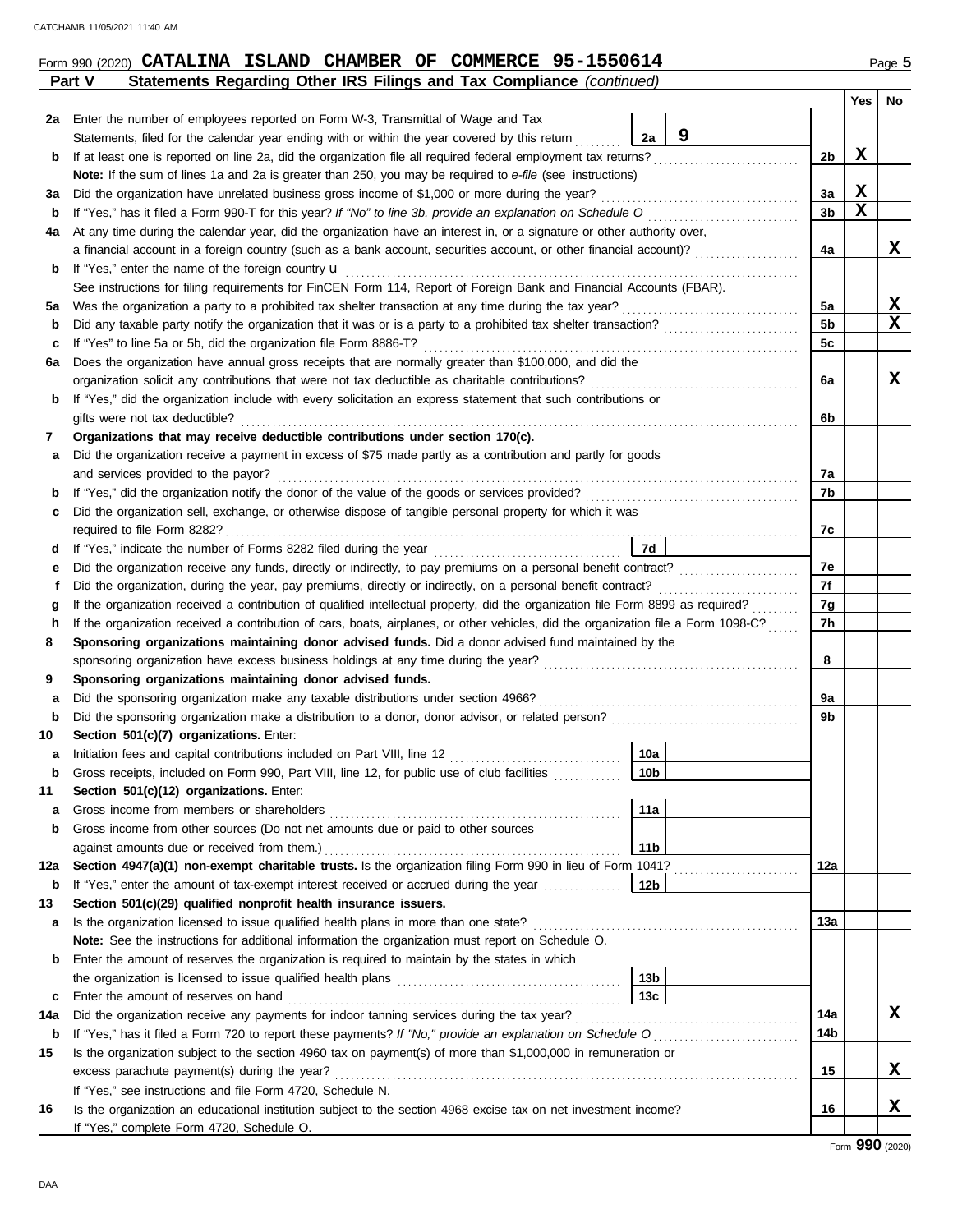Form 990 (2020) **CATALINA ISLAND CHAMBER OF COMMERCE 95-1550614**

**Part V Statements Regarding Other IRS Filings and Tax Compliance** *(continued)*

| | | | | Yes | No |
|---|---|---|---|---|---|
| **2a** | Enter the number of employees reported on Form W-3, Transmittal of Wage and Tax Statements, filed for the calendar year ending with or within the year covered by this return | 2a: 9 | | | |
| **b** | If at least one is reported on line 2a, did the organization file all required federal employment tax returns? | | 2b | X | |
| | **Note:** If the sum of lines 1a and 2a is greater than 250, you may be required to *e-file* (see instructions) | | | | |
| **3a** | Did the organization have unrelated business gross income of $1,000 or more during the year? | | 3a | X | |
| **b** | If "Yes," has it filed a Form 990-T for this year? *If "No" to line 3b, provide an explanation on Schedule O* | | 3b | X | |
| **4a** | At any time during the calendar year, did the organization have an interest in, or a signature or other authority over, a financial account in a foreign country (such as a bank account, securities account, or other financial account)? | | 4a | | X |
| **b** | If "Yes," enter the name of the foreign country u | | | | |
| | See instructions for filing requirements for FinCEN Form 114, Report of Foreign Bank and Financial Accounts (FBAR). | | | | |
| **5a** | Was the organization a party to a prohibited tax shelter transaction at any time during the tax year? | | 5a | | X |
| **b** | Did any taxable party notify the organization that it was or is a party to a prohibited tax shelter transaction? | | 5b | | X |
| **c** | If "Yes" to line 5a or 5b, did the organization file Form 8886-T? | | 5c | | |
| **6a** | Does the organization have annual gross receipts that are normally greater than $100,000, and did the organization solicit any contributions that were not tax deductible as charitable contributions? | | 6a | | X |
| **b** | If "Yes," did the organization include with every solicitation an express statement that such contributions or gifts were not tax deductible? | | 6b | | |
| **7** | **Organizations that may receive deductible contributions under section 170(c).** | | | | |
| **a** | Did the organization receive a payment in excess of $75 made partly as a contribution and partly for goods and services provided to the payor? | | 7a | | |
| **b** | If "Yes," did the organization notify the donor of the value of the goods or services provided? | | 7b | | |
| **c** | Did the organization sell, exchange, or otherwise dispose of tangible personal property for which it was required to file Form 8282? | | 7c | | |
| **d** | If "Yes," indicate the number of Forms 8282 filed during the year | 7d | | | |
| **e** | Did the organization receive any funds, directly or indirectly, to pay premiums on a personal benefit contract? | | 7e | | |
| **f** | Did the organization, during the year, pay premiums, directly or indirectly, on a personal benefit contract? | | 7f | | |
| **g** | If the organization received a contribution of qualified intellectual property, did the organization file Form 8899 as required? | | 7g | | |
| **h** | If the organization received a contribution of cars, boats, airplanes, or other vehicles, did the organization file a Form 1098-C? | | 7h | | |
| **8** | **Sponsoring organizations maintaining donor advised funds.** Did a donor advised fund maintained by the sponsoring organization have excess business holdings at any time during the year? | | 8 | | |
| **9** | **Sponsoring organizations maintaining donor advised funds.** | | | | |
| **a** | Did the sponsoring organization make any taxable distributions under section 4966? | | 9a | | |
| **b** | Did the sponsoring organization make a distribution to a donor, donor advisor, or related person? | | 9b | | |
| **10** | **Section 501(c)(7) organizations.** Enter: | | | | |
| **a** | Initiation fees and capital contributions included on Part VIII, line 12 | 10a | | | |
| **b** | Gross receipts, included on Form 990, Part VIII, line 12, for public use of club facilities | 10b | | | |
| **11** | **Section 501(c)(12) organizations.** Enter: | | | | |
| **a** | Gross income from members or shareholders | 11a | | | |
| **b** | Gross income from other sources (Do not net amounts due or paid to other sources against amounts due or received from them.) | 11b | | | |
| **12a** | **Section 4947(a)(1) non-exempt charitable trusts.** Is the organization filing Form 990 in lieu of Form 1041? | | 12a | | |
| **b** | If "Yes," enter the amount of tax-exempt interest received or accrued during the year | 12b | | | |
| **13** | **Section 501(c)(29) qualified nonprofit health insurance issuers.** | | | | |
| **a** | Is the organization licensed to issue qualified health plans in more than one state? | | 13a | | |
| | **Note:** See the instructions for additional information the organization must report on Schedule O. | | | | |
| **b** | Enter the amount of reserves the organization is required to maintain by the states in which the organization is licensed to issue qualified health plans | 13b | | | |
| **c** | Enter the amount of reserves on hand | 13c | | | |
| **14a** | Did the organization receive any payments for indoor tanning services during the tax year? | | 14a | | X |
| **b** | If "Yes," has it filed a Form 720 to report these payments? *If "No," provide an explanation on Schedule O* | | 14b | | |
| **15** | Is the organization subject to the section 4960 tax on payment(s) of more than $1,000,000 in remuneration or excess parachute payment(s) during the year? | | 15 | | X |
| | If "Yes," see instructions and file Form 4720, Schedule N. | | | | |
| **16** | Is the organization an educational institution subject to the section 4968 excise tax on net investment income? | | 16 | | X |
| | If "Yes," complete Form 4720, Schedule O. | | | | |

Form **990** (2020)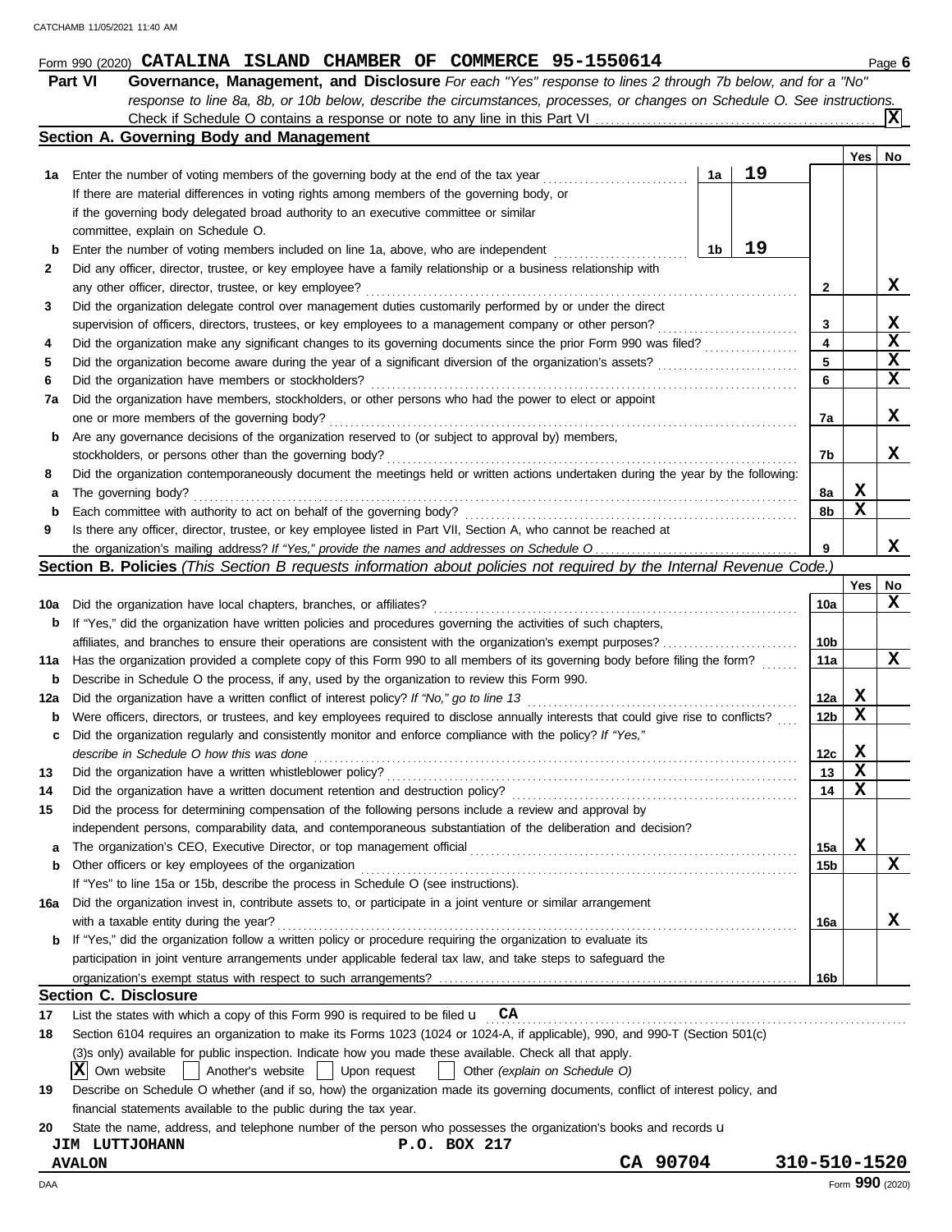CATCHAMB 11/05/2021 11:40 AM

Form 990 (2020) **CATALINA ISLAND CHAMBER OF COMMERCE 95-1550614**

**Part VI Governance, Management, and Disclosure** *For each "Yes" response to lines 2 through 7b below, and for a "No" response to line 8a, 8b, or 10b below, describe the circumstances, processes, or changes on Schedule O. See instructions.*

Check if Schedule O contains a response or note to any line in this Part VI . . . . . . [X]

## Section A. Governing Body and Management

| | | | | Yes | No |
|---|---|---|---|---|---|
| **1a** | Enter the number of voting members of the governing body at the end of the tax year . . . If there are material differences in voting rights among members of the governing body, or if the governing body delegated broad authority to an executive committee or similar committee, explain on Schedule O. | 1a: 19 | | | |
| **b** | Enter the number of voting members included on line 1a, above, who are independent . . . | 1b: 19 | | | |
| **2** | Did any officer, director, trustee, or key employee have a family relationship or a business relationship with any other officer, director, trustee, or key employee? | | 2 | | X |
| **3** | Did the organization delegate control over management duties customarily performed by or under the direct supervision of officers, directors, trustees, or key employees to a management company or other person? | | 3 | | X |
| **4** | Did the organization make any significant changes to its governing documents since the prior Form 990 was filed? | | 4 | | X |
| **5** | Did the organization become aware during the year of a significant diversion of the organization's assets? | | 5 | | X |
| **6** | Did the organization have members or stockholders? | | 6 | | X |
| **7a** | Did the organization have members, stockholders, or other persons who had the power to elect or appoint one or more members of the governing body? | | 7a | | X |
| **b** | Are any governance decisions of the organization reserved to (or subject to approval by) members, stockholders, or persons other than the governing body? | | 7b | | X |
| **8** | Did the organization contemporaneously document the meetings held or written actions undertaken during the year by the following: | | | | |
| **a** | The governing body? | | 8a | X | |
| **b** | Each committee with authority to act on behalf of the governing body? | | 8b | X | |
| **9** | Is there any officer, director, trustee, or key employee listed in Part VII, Section A, who cannot be reached at the organization's mailing address? *If "Yes," provide the names and addresses on Schedule O* | | 9 | | X |

## Section B. Policies *(This Section B requests information about policies not required by the Internal Revenue Code.)*

| | | | Yes | No |
|---|---|---|---|---|
| **10a** | Did the organization have local chapters, branches, or affiliates? | 10a | | X |
| **b** | If "Yes," did the organization have written policies and procedures governing the activities of such chapters, affiliates, and branches to ensure their operations are consistent with the organization's exempt purposes? | 10b | | |
| **11a** | Has the organization provided a complete copy of this Form 990 to all members of its governing body before filing the form? | 11a | | X |
| **b** | Describe in Schedule O the process, if any, used by the organization to review this Form 990. | | | |
| **12a** | Did the organization have a written conflict of interest policy? *If "No," go to line 13* | 12a | X | |
| **b** | Were officers, directors, or trustees, and key employees required to disclose annually interests that could give rise to conflicts? | 12b | X | |
| **c** | Did the organization regularly and consistently monitor and enforce compliance with the policy? *If "Yes," describe in Schedule O how this was done* | 12c | X | |
| **13** | Did the organization have a written whistleblower policy? | 13 | X | |
| **14** | Did the organization have a written document retention and destruction policy? | 14 | X | |
| **15** | Did the process for determining compensation of the following persons include a review and approval by independent persons, comparability data, and contemporaneous substantiation of the deliberation and decision? | | | |
| **a** | The organization's CEO, Executive Director, or top management official | 15a | X | |
| **b** | Other officers or key employees of the organization | 15b | | X |
| | If "Yes" to line 15a or 15b, describe the process in Schedule O (see instructions). | | | |
| **16a** | Did the organization invest in, contribute assets to, or participate in a joint venture or similar arrangement with a taxable entity during the year? | 16a | | X |
| **b** | If "Yes," did the organization follow a written policy or procedure requiring the organization to evaluate its participation in joint venture arrangements under applicable federal tax law, and take steps to safeguard the organization's exempt status with respect to such arrangements? | 16b | | |

## Section C. Disclosure

**17** List the states with which a copy of this Form 990 is required to be filed u **CA**

**18** Section 6104 requires an organization to make its Forms 1023 (1024 or 1024-A, if applicable), 990, and 990-T (Section 501(c)(3)s only) available for public inspection. Indicate how you made these available. Check all that apply.

[X] Own website [ ] Another's website [ ] Upon request [ ] Other *(explain on Schedule O)*

**19** Describe on Schedule O whether (and if so, how) the organization made its governing documents, conflict of interest policy, and financial statements available to the public during the tax year.

**20** State the name, address, and telephone number of the person who possesses the organization's books and records u

**JIM LUTTJOHANN** P.O. BOX 217
**AVALON** CA 90704 310-510-1520

DAA Form **990** (2020)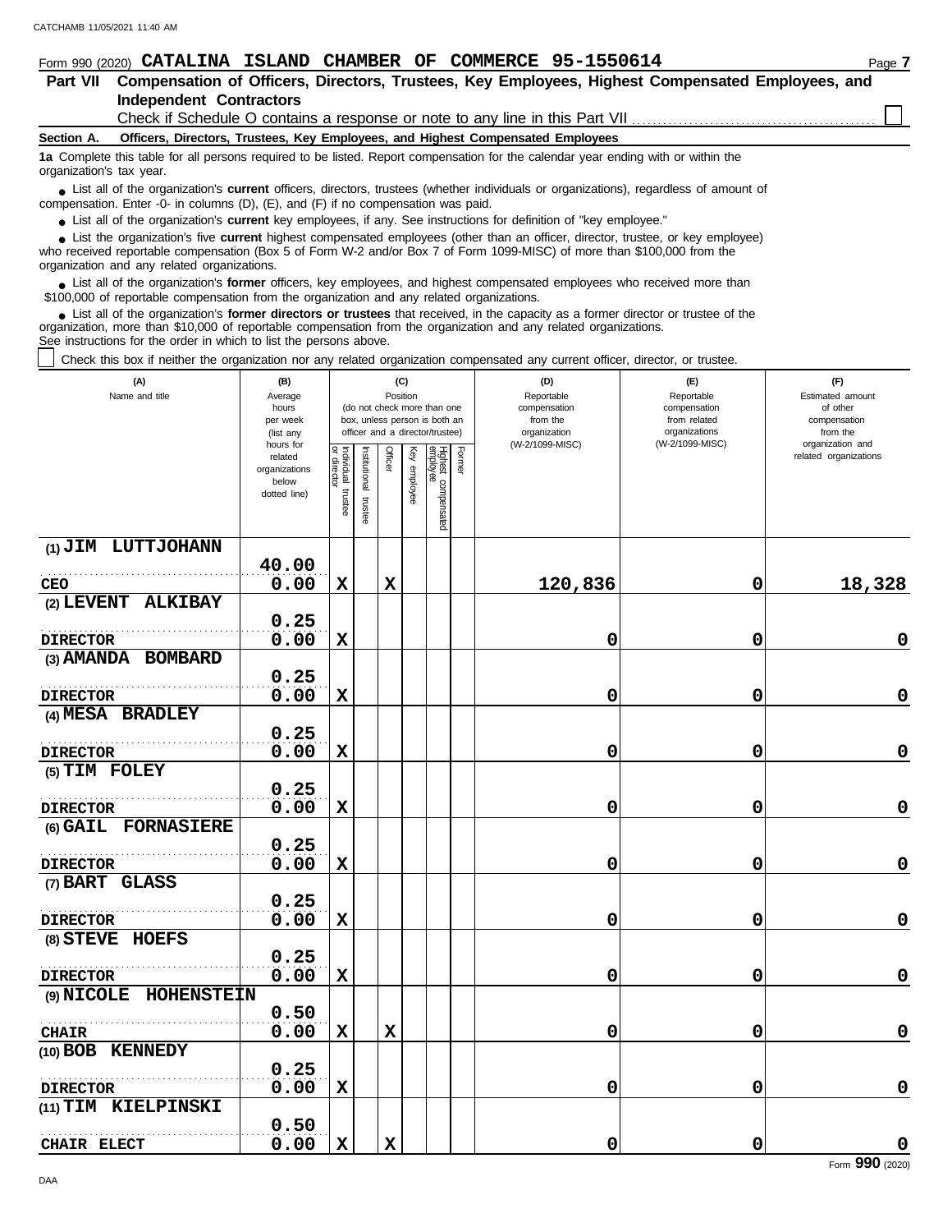Form 990 (2020) **CATALINA ISLAND CHAMBER OF COMMERCE 95-1550614**

**Part VII Compensation of Officers, Directors, Trustees, Key Employees, Highest Compensated Employees, and Independent Contractors**

Check if Schedule O contains a response or note to any line in this Part VII ☐

**Section A. Officers, Directors, Trustees, Key Employees, and Highest Compensated Employees**

**1a** Complete this table for all persons required to be listed. Report compensation for the calendar year ending with or within the organization's tax year.

- List all of the organization's **current** officers, directors, trustees (whether individuals or organizations), regardless of amount of compensation. Enter -0- in columns (D), (E), and (F) if no compensation was paid.
- List all of the organization's **current** key employees, if any. See instructions for definition of "key employee."
- List the organization's five **current** highest compensated employees (other than an officer, director, trustee, or key employee) who received reportable compensation (Box 5 of Form W-2 and/or Box 7 of Form 1099-MISC) of more than $100,000 from the organization and any related organizations.
- List all of the organization's **former** officers, key employees, and highest compensated employees who received more than $100,000 of reportable compensation from the organization and any related organizations.
- List all of the organization's **former directors or trustees** that received, in the capacity as a former director or trustee of the organization, more than $10,000 of reportable compensation from the organization and any related organizations.

See instructions for the order in which to list the persons above.

☐ Check this box if neither the organization nor any related organization compensated any current officer, director, or trustee.

| (A) Name and title | (B) Average hours per week (list any hours for related organizations below dotted line) | (C) Position (do not check more than one box, unless person is both an officer and a director/trustee): Individual trustee or director | Institutional trustee | Officer | Key employee | Highest compensated employee | Former | (D) Reportable compensation from the organization (W-2/1099-MISC) | (E) Reportable compensation from related organizations (W-2/1099-MISC) | (F) Estimated amount of other compensation from the organization and related organizations |
|---|---|---|---|---|---|---|---|---|---|---|
| (1) JIM LUTTJOHANN<br>CEO | 40.00<br>0.00 | X | | X | | | | 120,836 | 0 | 18,328 |
| (2) LEVENT ALKIBAY<br>DIRECTOR | 0.25<br>0.00 | X | | | | | | 0 | 0 | 0 |
| (3) AMANDA BOMBARD<br>DIRECTOR | 0.25<br>0.00 | X | | | | | | 0 | 0 | 0 |
| (4) MESA BRADLEY<br>DIRECTOR | 0.25<br>0.00 | X | | | | | | 0 | 0 | 0 |
| (5) TIM FOLEY<br>DIRECTOR | 0.25<br>0.00 | X | | | | | | 0 | 0 | 0 |
| (6) GAIL FORNASIERE<br>DIRECTOR | 0.25<br>0.00 | X | | | | | | 0 | 0 | 0 |
| (7) BART GLASS<br>DIRECTOR | 0.25<br>0.00 | X | | | | | | 0 | 0 | 0 |
| (8) STEVE HOEFS<br>DIRECTOR | 0.25<br>0.00 | X | | | | | | 0 | 0 | 0 |
| (9) NICOLE HOHENSTEIN<br>CHAIR | 0.50<br>0.00 | X | | X | | | | 0 | 0 | 0 |
| (10) BOB KENNEDY<br>DIRECTOR | 0.25<br>0.00 | X | | | | | | 0 | 0 | 0 |
| (11) TIM KIELPINSKI<br>CHAIR ELECT | 0.50<br>0.00 | X | | X | | | | 0 | 0 | 0 |

Form **990** (2020)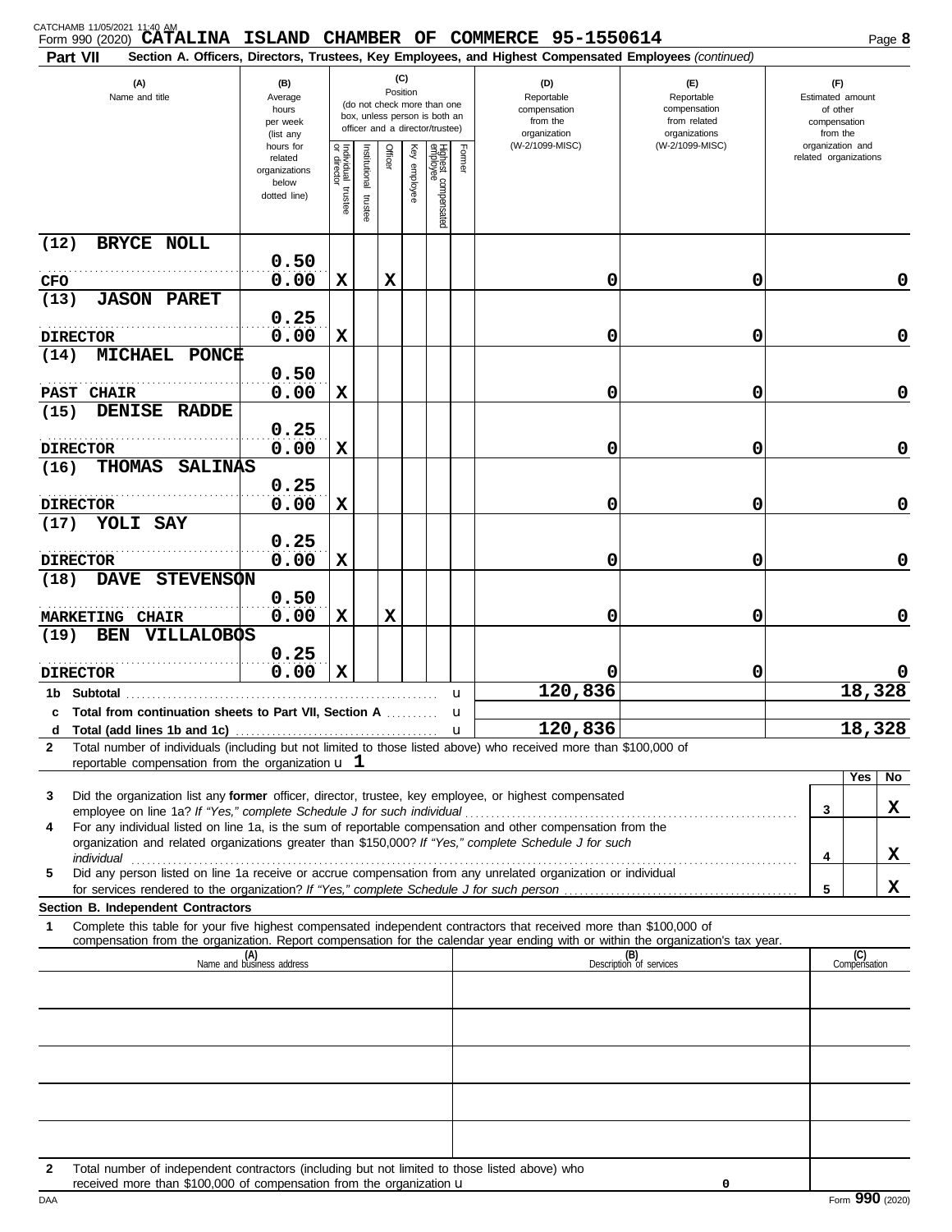CATCHAMB 11/05/2021 11:40 AM

Form 990 (2020) **CATALINA ISLAND CHAMBER OF COMMERCE 95-1550614** Page **8**

**Part VII** **Section A. Officers, Directors, Trustees, Key Employees, and Highest Compensated Employees** *(continued)*

| (A) Name and title | (B) Average hours per week (list any hours for related organizations below dotted line) | (C) Position: Individual trustee or director | Institutional trustee | Officer | Key employee | Highest compensated employee | Former | (D) Reportable compensation from the organization (W-2/1099-MISC) | (E) Reportable compensation from related organizations (W-2/1099-MISC) | (F) Estimated amount of other compensation from the organization and related organizations |
|---|---|---|---|---|---|---|---|---|---|---|
| (12) BRYCE NOLL / CFO | 0.50 / 0.00 | X | | X | | | | 0 | 0 | 0 |
| (13) JASON PARET / DIRECTOR | 0.25 / 0.00 | X | | | | | | 0 | 0 | 0 |
| (14) MICHAEL PONCE / PAST CHAIR | 0.50 / 0.00 | X | | | | | | 0 | 0 | 0 |
| (15) DENISE RADDE / DIRECTOR | 0.25 / 0.00 | X | | | | | | 0 | 0 | 0 |
| (16) THOMAS SALINAS / DIRECTOR | 0.25 / 0.00 | X | | | | | | 0 | 0 | 0 |
| (17) YOLI SAY / DIRECTOR | 0.25 / 0.00 | X | | | | | | 0 | 0 | 0 |
| (18) DAVE STEVENSON / MARKETING CHAIR | 0.50 / 0.00 | X | | X | | | | 0 | 0 | 0 |
| (19) BEN VILLALOBOS / DIRECTOR | 0.25 / 0.00 | X | | | | | | 0 | 0 | 0 |
| **1b Subtotal** | | | | | | | | 120,836 | | 18,328 |
| **c Total from continuation sheets to Part VII, Section A** | | | | | | | | | | |
| **d Total (add lines 1b and 1c)** | | | | | | | | 120,836 | | 18,328 |

**2** Total number of individuals (including but not limited to those listed above) who received more than $100,000 of reportable compensation from the organization u 1

| | | Yes | No |
|---|---|---|---|
| **3** Did the organization list any **former** officer, director, trustee, key employee, or highest compensated employee on line 1a? *If "Yes," complete Schedule J for such individual* | 3 | | X |
| **4** For any individual listed on line 1a, is the sum of reportable compensation and other compensation from the organization and related organizations greater than $150,000? *If "Yes," complete Schedule J for such individual* | 4 | | X |
| **5** Did any person listed on line 1a receive or accrue compensation from any unrelated organization or individual for services rendered to the organization? *If "Yes," complete Schedule J for such person* | 5 | | X |

**Section B. Independent Contractors**

**1** Complete this table for your five highest compensated independent contractors that received more than $100,000 of compensation from the organization. Report compensation for the calendar year ending with or within the organization's tax year.

| (A) Name and business address | (B) Description of services | (C) Compensation |
|---|---|---|
| | | |
| | | |
| | | |
| | | |
| | | |

**2** Total number of independent contractors (including but not limited to those listed above) who received more than $100,000 of compensation from the organization u 0

DAA Form **990** (2020)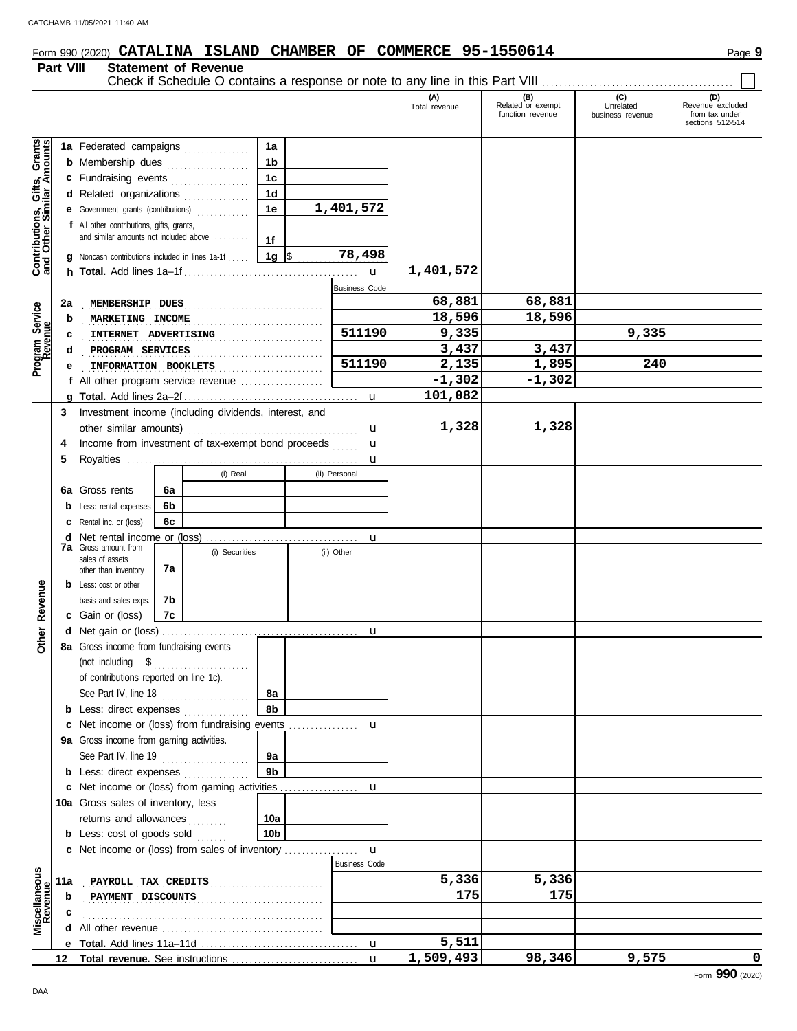Form 990 (2020) **CATALINA ISLAND CHAMBER OF COMMERCE 95-1550614**

## Part VIII Statement of Revenue

Check if Schedule O contains a response or note to any line in this Part VIII ☐

| | | | | (A) Total revenue | (B) Related or exempt function revenue | (C) Unrelated business revenue | (D) Revenue excluded from tax under sections 512-514 |
|---|---|---|---|---|---|---|---|
| **Contributions, Gifts, Grants and Other Similar Amounts** | 1a Federated campaigns | 1a | | | | | |
| | b Membership dues | 1b | | | | | |
| | c Fundraising events | 1c | | | | | |
| | d Related organizations | 1d | | | | | |
| | e Government grants (contributions) | 1e | 1,401,572 | | | | |
| | f All other contributions, gifts, grants, and similar amounts not included above | 1f | | | | | |
| | g Noncash contributions included in lines 1a-1f | 1g | $ 78,498 | | | | |
| | h **Total.** Add lines 1a–1f | | | 1,401,572 | | | |
| **Program Service Revenue** | | | Business Code | | | | |
| | 2a MEMBERSHIP DUES | | | 68,881 | 68,881 | | |
| | b MARKETING INCOME | | | 18,596 | 18,596 | | |
| | c INTERNET ADVERTISING | | 511190 | 9,335 | | 9,335 | |
| | d PROGRAM SERVICES | | | 3,437 | 3,437 | | |
| | e INFORMATION BOOKLETS | | 511190 | 2,135 | 1,895 | 240 | |
| | f All other program service revenue | | | -1,302 | -1,302 | | |
| | g **Total.** Add lines 2a–2f | | | 101,082 | | | |
| **Other Revenue** | 3 Investment income (including dividends, interest, and other similar amounts) | | | 1,328 | 1,328 | | |
| | 4 Income from investment of tax-exempt bond proceeds | | | | | | |
| | 5 Royalties | | | | | | |
| | | (i) Real | (ii) Personal | | | | |
| | 6a Gross rents 6a | | | | | | |
| | b Less: rental expenses 6b | | | | | | |
| | c Rental inc. or (loss) 6c | | | | | | |
| | d Net rental income or (loss) | | | | | | |
| | | (i) Securities | (ii) Other | | | | |
| | 7a Gross amount from sales of assets other than inventory 7a | | | | | | |
| | b Less: cost or other basis and sales exps. 7b | | | | | | |
| | c Gain or (loss) 7c | | | | | | |
| | d Net gain or (loss) | | | | | | |
| | 8a Gross income from fundraising events (not including $ ........ of contributions reported on line 1c). See Part IV, line 18 | 8a | | | | | |
| | b Less: direct expenses | 8b | | | | | |
| | c Net income or (loss) from fundraising events | | | | | | |
| | 9a Gross income from gaming activities. See Part IV, line 19 | 9a | | | | | |
| | b Less: direct expenses | 9b | | | | | |
| | c Net income or (loss) from gaming activities | | | | | | |
| | 10a Gross sales of inventory, less returns and allowances | 10a | | | | | |
| | b Less: cost of goods sold | 10b | | | | | |
| | c Net income or (loss) from sales of inventory | | | | | | |
| **Miscellaneous Revenue** | | | Business Code | | | | |
| | 11a PAYROLL TAX CREDITS | | | 5,336 | 5,336 | | |
| | b PAYMENT DISCOUNTS | | | 175 | 175 | | |
| | c | | | | | | |
| | d All other revenue | | | | | | |
| | e **Total.** Add lines 11a–11d | | | 5,511 | | | |
| | 12 **Total revenue.** See instructions | | | 1,509,493 | 98,346 | 9,575 | 0 |

Form **990** (2020)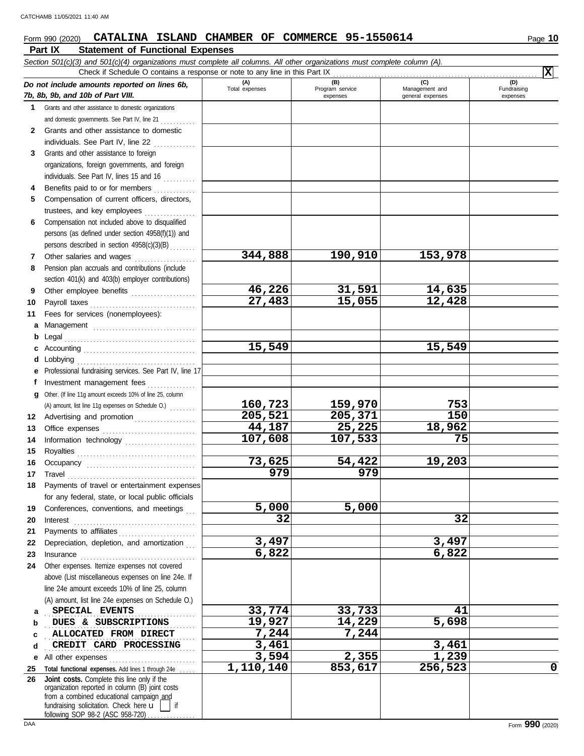Form 990 (2020) **CATALINA ISLAND CHAMBER OF COMMERCE 95-1550614** Page **10**

## Part IX Statement of Functional Expenses

*Section 501(c)(3) and 501(c)(4) organizations must complete all columns. All other organizations must complete column (A).*

Check if Schedule O contains a response or note to any line in this Part IX . . . . . . . . . . . . . . . . . . **X**

| *Do not include amounts reported on lines 6b, 7b, 8b, 9b, and 10b of Part VIII.* | (A) Total expenses | (B) Program service expenses | (C) Management and general expenses | (D) Fundraising expenses |
|---|---|---|---|---|
| **1** Grants and other assistance to domestic organizations and domestic governments. See Part IV, line 21 | | | | |
| **2** Grants and other assistance to domestic individuals. See Part IV, line 22 | | | | |
| **3** Grants and other assistance to foreign organizations, foreign governments, and foreign individuals. See Part IV, lines 15 and 16 | | | | |
| **4** Benefits paid to or for members | | | | |
| **5** Compensation of current officers, directors, trustees, and key employees | | | | |
| **6** Compensation not included above to disqualified persons (as defined under section 4958(f)(1)) and persons described in section 4958(c)(3)(B) | | | | |
| **7** Other salaries and wages | 344,888 | 190,910 | 153,978 | |
| **8** Pension plan accruals and contributions (include section 401(k) and 403(b) employer contributions) | | | | |
| **9** Other employee benefits | 46,226 | 31,591 | 14,635 | |
| **10** Payroll taxes | 27,483 | 15,055 | 12,428 | |
| **11** Fees for services (nonemployees): | | | | |
| **a** Management | | | | |
| **b** Legal | | | | |
| **c** Accounting | 15,549 | | 15,549 | |
| **d** Lobbying | | | | |
| **e** Professional fundraising services. See Part IV, line 17 | | | | |
| **f** Investment management fees | | | | |
| **g** Other. (If line 11g amount exceeds 10% of line 25, column (A) amount, list line 11g expenses on Schedule O.) | 160,723 | 159,970 | 753 | |
| **12** Advertising and promotion | 205,521 | 205,371 | 150 | |
| **13** Office expenses | 44,187 | 25,225 | 18,962 | |
| **14** Information technology | 107,608 | 107,533 | 75 | |
| **15** Royalties | | | | |
| **16** Occupancy | 73,625 | 54,422 | 19,203 | |
| **17** Travel | 979 | 979 | | |
| **18** Payments of travel or entertainment expenses for any federal, state, or local public officials | | | | |
| **19** Conferences, conventions, and meetings | 5,000 | 5,000 | | |
| **20** Interest | 32 | | 32 | |
| **21** Payments to affiliates | | | | |
| **22** Depreciation, depletion, and amortization | 3,497 | | 3,497 | |
| **23** Insurance | 6,822 | | 6,822 | |
| **24** Other expenses. Itemize expenses not covered above (List miscellaneous expenses on line 24e. If line 24e amount exceeds 10% of line 25, column (A) amount, list line 24e expenses on Schedule O.) | | | | |
| **a** SPECIAL EVENTS | 33,774 | 33,733 | 41 | |
| **b** DUES & SUBSCRIPTIONS | 19,927 | 14,229 | 5,698 | |
| **c** ALLOCATED FROM DIRECT | 7,244 | 7,244 | | |
| **d** CREDIT CARD PROCESSING | 3,461 | | 3,461 | |
| **e** All other expenses | 3,594 | 2,355 | 1,239 | |
| **25 Total functional expenses.** Add lines 1 through 24e | 1,110,140 | 853,617 | 256,523 | 0 |
| **26 Joint costs.** Complete this line only if the organization reported in column (B) joint costs from a combined educational campaign and fundraising solicitation. Check here ☐ if following SOP 98-2 (ASC 958-720) | | | | |

Form **990** (2020)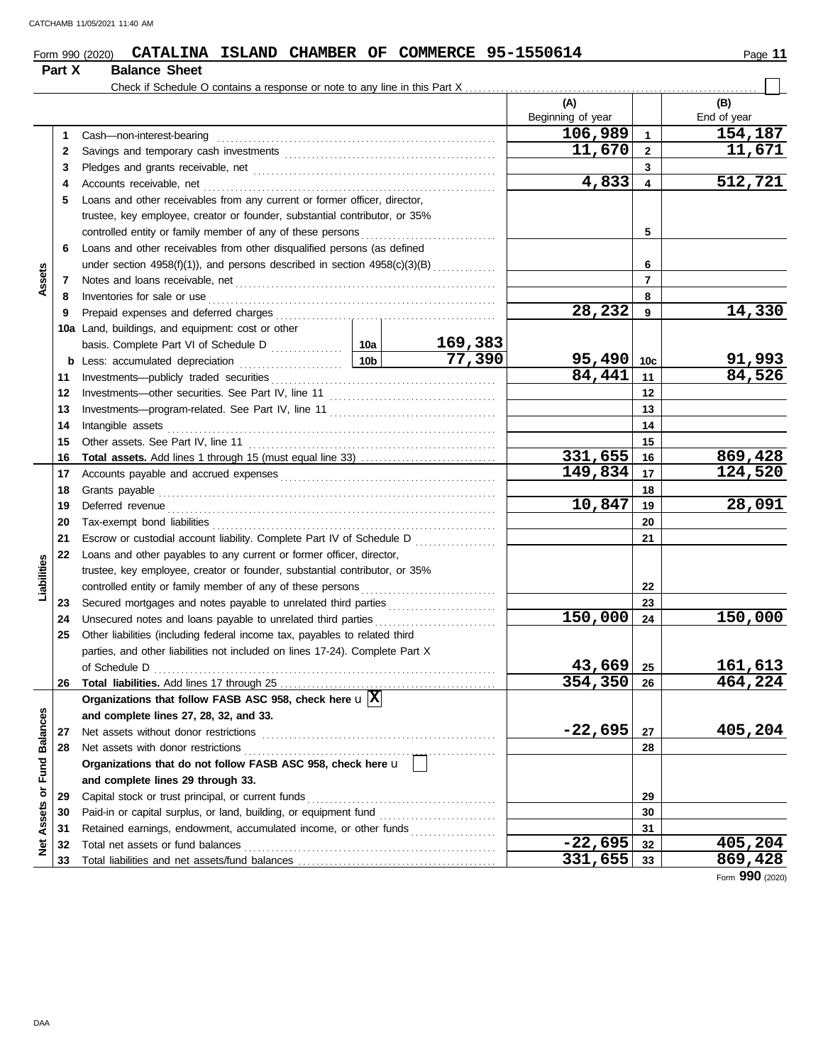Form 990 (2020) **CATALINA ISLAND CHAMBER OF COMMERCE 95-1550614**

## Part X Balance Sheet

Check if Schedule O contains a response or note to any line in this Part X ☐

| | | | (A) Beginning of year | | (B) End of year |
|---|---|---|---|---|---|
| **Assets** | 1 | Cash—non-interest-bearing | 106,989 | 1 | 154,187 |
| | 2 | Savings and temporary cash investments | 11,670 | 2 | 11,671 |
| | 3 | Pledges and grants receivable, net | | 3 | |
| | 4 | Accounts receivable, net | 4,833 | 4 | 512,721 |
| | 5 | Loans and other receivables from any current or former officer, director, trustee, key employee, creator or founder, substantial contributor, or 35% controlled entity or family member of any of these persons | | 5 | |
| | 6 | Loans and other receivables from other disqualified persons (as defined under section 4958(f)(1)), and persons described in section 4958(c)(3)(B) | | 6 | |
| | 7 | Notes and loans receivable, net | | 7 | |
| | 8 | Inventories for sale or use | | 8 | |
| | 9 | Prepaid expenses and deferred charges | 28,232 | 9 | 14,330 |
| | 10a | Land, buildings, and equipment: cost or other basis. Complete Part VI of Schedule D — 10a: 169,383 | | | |
| | b | Less: accumulated depreciation — 10b: 77,390 | 95,490 | 10c | 91,993 |
| | 11 | Investments—publicly traded securities | 84,441 | 11 | 84,526 |
| | 12 | Investments—other securities. See Part IV, line 11 | | 12 | |
| | 13 | Investments—program-related. See Part IV, line 11 | | 13 | |
| | 14 | Intangible assets | | 14 | |
| | 15 | Other assets. See Part IV, line 11 | | 15 | |
| | 16 | **Total assets.** Add lines 1 through 15 (must equal line 33) | 331,655 | 16 | 869,428 |
| **Liabilities** | 17 | Accounts payable and accrued expenses | 149,834 | 17 | 124,520 |
| | 18 | Grants payable | | 18 | |
| | 19 | Deferred revenue | 10,847 | 19 | 28,091 |
| | 20 | Tax-exempt bond liabilities | | 20 | |
| | 21 | Escrow or custodial account liability. Complete Part IV of Schedule D | | 21 | |
| | 22 | Loans and other payables to any current or former officer, director, trustee, key employee, creator or founder, substantial contributor, or 35% controlled entity or family member of any of these persons | | 22 | |
| | 23 | Secured mortgages and notes payable to unrelated third parties | | 23 | |
| | 24 | Unsecured notes and loans payable to unrelated third parties | 150,000 | 24 | 150,000 |
| | 25 | Other liabilities (including federal income tax, payables to related third parties, and other liabilities not included on lines 17-24). Complete Part X of Schedule D | 43,669 | 25 | 161,613 |
| | 26 | **Total liabilities.** Add lines 17 through 25 | 354,350 | 26 | 464,224 |
| **Net Assets or Fund Balances** | | **Organizations that follow FASB ASC 958, check here** ☒ **and complete lines 27, 28, 32, and 33.** | | | |
| | 27 | Net assets without donor restrictions | -22,695 | 27 | 405,204 |
| | 28 | Net assets with donor restrictions | | 28 | |
| | | **Organizations that do not follow FASB ASC 958, check here** ☐ **and complete lines 29 through 33.** | | | |
| | 29 | Capital stock or trust principal, or current funds | | 29 | |
| | 30 | Paid-in or capital surplus, or land, building, or equipment fund | | 30 | |
| | 31 | Retained earnings, endowment, accumulated income, or other funds | | 31 | |
| | 32 | Total net assets or fund balances | -22,695 | 32 | 405,204 |
| | 33 | Total liabilities and net assets/fund balances | 331,655 | 33 | 869,428 |

Form **990** (2020)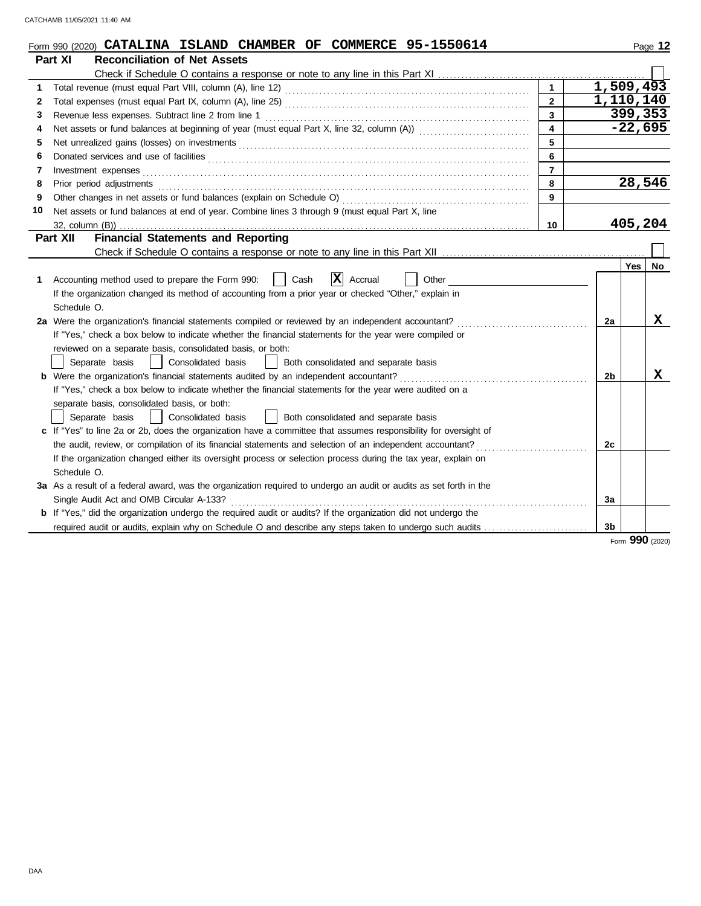Form 990 (2020) **CATALINA ISLAND CHAMBER OF COMMERCE 95-1550614**

## Part XI Reconciliation of Net Assets

Check if Schedule O contains a response or note to any line in this Part XI ☐

| | | Line | Amount |
|---|---|---|---|
| 1 | Total revenue (must equal Part VIII, column (A), line 12) | 1 | 1,509,493 |
| 2 | Total expenses (must equal Part IX, column (A), line 25) | 2 | 1,110,140 |
| 3 | Revenue less expenses. Subtract line 2 from line 1 | 3 | 399,353 |
| 4 | Net assets or fund balances at beginning of year (must equal Part X, line 32, column (A)) | 4 | -22,695 |
| 5 | Net unrealized gains (losses) on investments | 5 | |
| 6 | Donated services and use of facilities | 6 | |
| 7 | Investment expenses | 7 | |
| 8 | Prior period adjustments | 8 | 28,546 |
| 9 | Other changes in net assets or fund balances (explain on Schedule O) | 9 | |
| 10 | Net assets or fund balances at end of year. Combine lines 3 through 9 (must equal Part X, line 32, column (B)) | 10 | 405,204 |

## Part XII Financial Statements and Reporting

Check if Schedule O contains a response or note to any line in this Part XII ☐

| | | | Yes | No |
|---|---|---|---|---|
| 1 | Accounting method used to prepare the Form 990: ☐ Cash ☒ Accrual ☐ Other<br>If the organization changed its method of accounting from a prior year or checked "Other," explain in Schedule O. | | | |
| 2a | Were the organization's financial statements compiled or reviewed by an independent accountant?<br>If "Yes," check a box below to indicate whether the financial statements for the year were compiled or reviewed on a separate basis, consolidated basis, or both:<br>☐ Separate basis ☐ Consolidated basis ☐ Both consolidated and separate basis | 2a | | X |
| b | Were the organization's financial statements audited by an independent accountant?<br>If "Yes," check a box below to indicate whether the financial statements for the year were audited on a separate basis, consolidated basis, or both:<br>☐ Separate basis ☐ Consolidated basis ☐ Both consolidated and separate basis | 2b | | X |
| c | If "Yes" to line 2a or 2b, does the organization have a committee that assumes responsibility for oversight of the audit, review, or compilation of its financial statements and selection of an independent accountant?<br>If the organization changed either its oversight process or selection process during the tax year, explain on Schedule O. | 2c | | |
| 3a | As a result of a federal award, was the organization required to undergo an audit or audits as set forth in the Single Audit Act and OMB Circular A-133? | 3a | | |
| b | If "Yes," did the organization undergo the required audit or audits? If the organization did not undergo the required audit or audits, explain why on Schedule O and describe any steps taken to undergo such audits | 3b | | |

Form **990** (2020)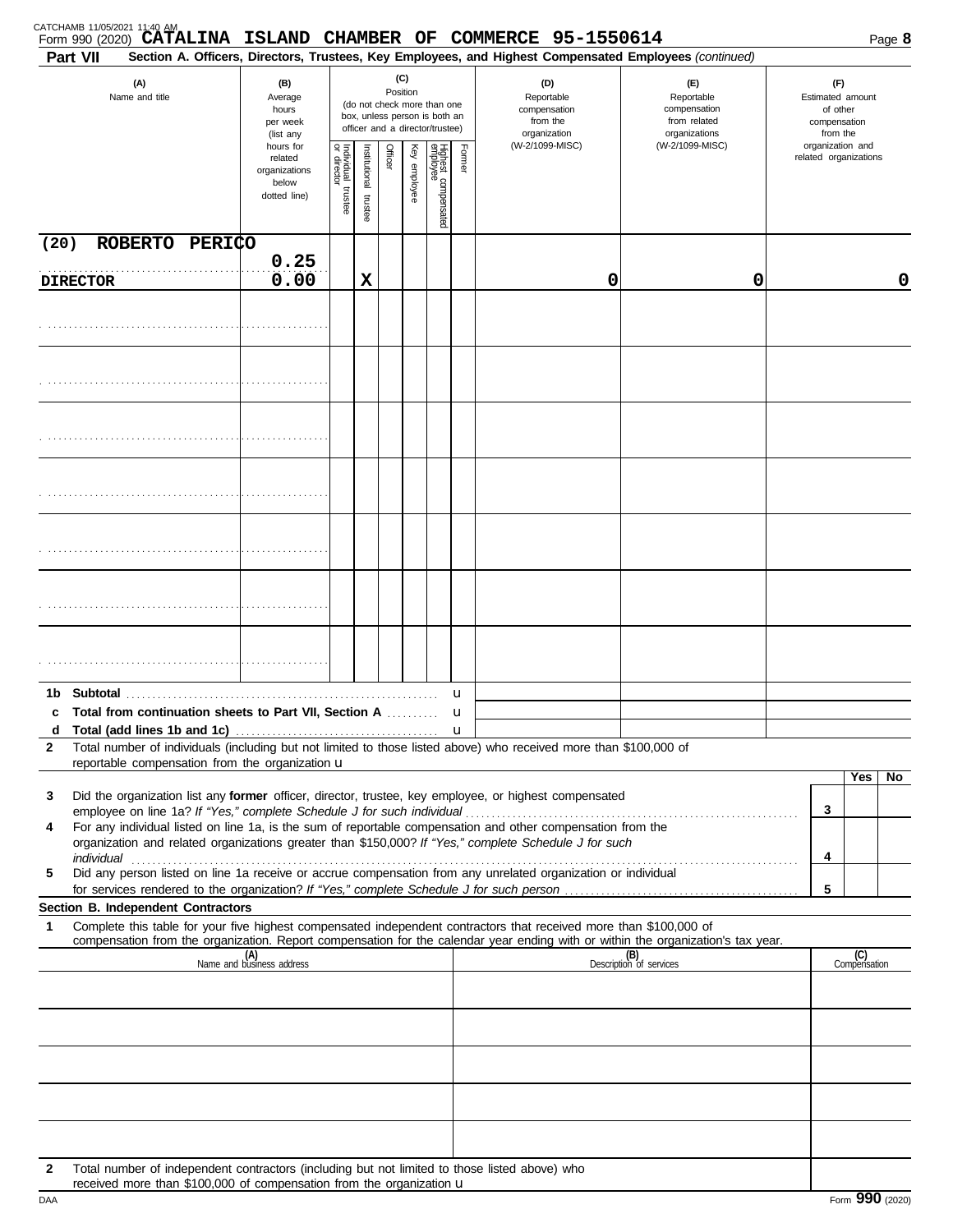Form 990 (2020) **CATALINA ISLAND CHAMBER OF COMMERCE 95-1550614** Page **8**

**Part VII** **Section A. Officers, Directors, Trustees, Key Employees, and Highest Compensated Employees** *(continued)*

| (A) Name and title | (B) Average hours per week (list any hours for related organizations below dotted line) | (C) Position: Individual trustee or director | Institutional trustee | Officer | Key employee | Highest compensated employee | Former | (D) Reportable compensation from the organization (W-2/1099-MISC) | (E) Reportable compensation from related organizations (W-2/1099-MISC) | (F) Estimated amount of other compensation from the organization and related organizations |
|---|---|---|---|---|---|---|---|---|---|---|
| (20) ROBERTO PERICO<br>DIRECTOR | 0.25<br>0.00 | | X | | | | | 0 | 0 | 0 |
| | | | | | | | | | | |
| | | | | | | | | | | |
| | | | | | | | | | | |
| | | | | | | | | | | |
| | | | | | | | | | | |
| | | | | | | | | | | |
| | | | | | | | | | | |

**1b Subtotal** ..... u

**c Total from continuation sheets to Part VII, Section A** ..... u

**d Total (add lines 1b and 1c)** ..... u

**2** Total number of individuals (including but not limited to those listed above) who received more than $100,000 of reportable compensation from the organization u

| | | Yes | No |
|---|---|---|---|
| **3** Did the organization list any **former** officer, director, trustee, key employee, or highest compensated employee on line 1a? *If "Yes," complete Schedule J for such individual* | 3 | | |
| **4** For any individual listed on line 1a, is the sum of reportable compensation and other compensation from the organization and related organizations greater than $150,000? *If "Yes," complete Schedule J for such individual* | 4 | | |
| **5** Did any person listed on line 1a receive or accrue compensation from any unrelated organization or individual for services rendered to the organization? *If "Yes," complete Schedule J for such person* | 5 | | |

**Section B. Independent Contractors**

**1** Complete this table for your five highest compensated independent contractors that received more than $100,000 of compensation from the organization. Report compensation for the calendar year ending with or within the organization's tax year.

| (A) Name and business address | (B) Description of services | (C) Compensation |
|---|---|---|
| | | |
| | | |
| | | |
| | | |
| | | |

**2** Total number of independent contractors (including but not limited to those listed above) who received more than $100,000 of compensation from the organization u

Form **990** (2020)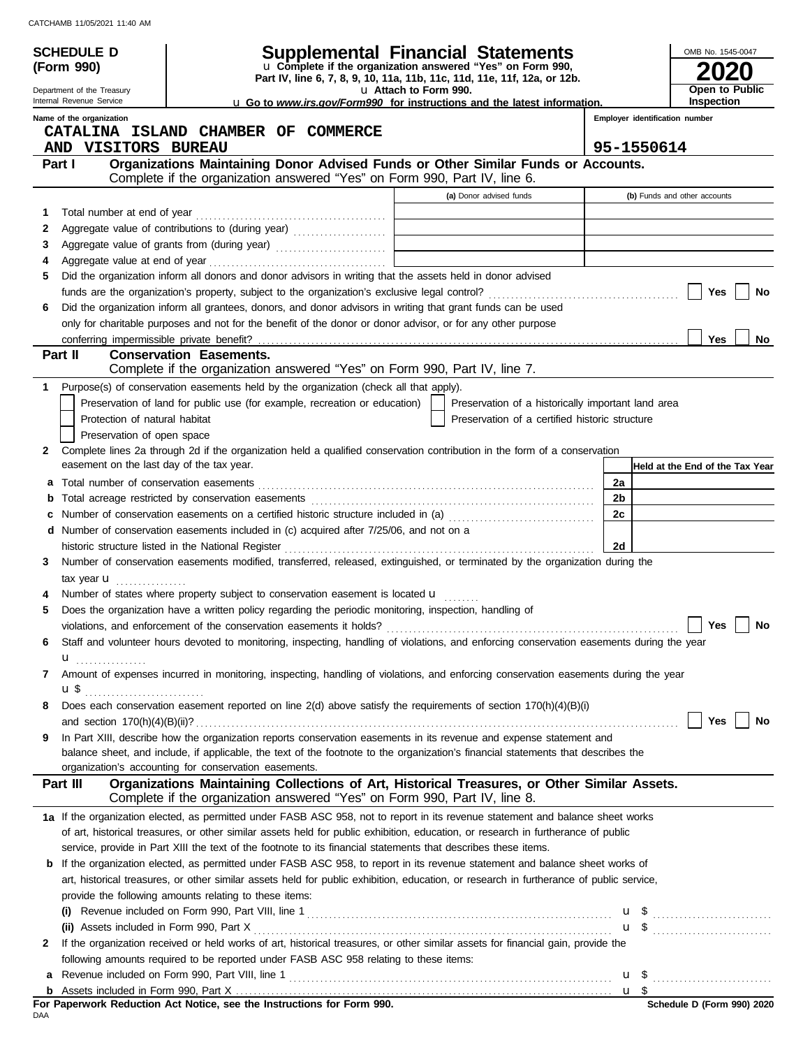CATCHAMB 11/05/2021 11:40 AM

**SCHEDULE D (Form 990)**

Department of the Treasury
Internal Revenue Service

# Supplemental Financial Statements

u **Complete if the organization answered "Yes" on Form 990, Part IV, line 6, 7, 8, 9, 10, 11a, 11b, 11c, 11d, 11e, 11f, 12a, or 12b.**

u **Attach to Form 990.**

u **Go to *www.irs.gov/Form990* for instructions and the latest information.**

OMB No. 1545-0047

**2020**

**Open to Public Inspection**

**Name of the organization**
CATALINA ISLAND CHAMBER OF COMMERCE AND VISITORS BUREAU

**Employer identification number**
95-1550614

## Part I — Organizations Maintaining Donor Advised Funds or Other Similar Funds or Accounts.
Complete if the organization answered "Yes" on Form 990, Part IV, line 6.

| | | (a) Donor advised funds | (b) Funds and other accounts |
|---|---|---|---|
| 1 | Total number at end of year | | |
| 2 | Aggregate value of contributions to (during year) | | |
| 3 | Aggregate value of grants from (during year) | | |
| 4 | Aggregate value at end of year | | |

5 Did the organization inform all donors and donor advisors in writing that the assets held in donor advised funds are the organization's property, subject to the organization's exclusive legal control? ☐ Yes ☐ No

6 Did the organization inform all grantees, donors, and donor advisors in writing that grant funds can be used only for charitable purposes and not for the benefit of the donor or donor advisor, or for any other purpose conferring impermissible private benefit? ☐ Yes ☐ No

## Part II — Conservation Easements.
Complete if the organization answered "Yes" on Form 990, Part IV, line 7.

1 Purpose(s) of conservation easements held by the organization (check all that apply).

☐ Preservation of land for public use (for example, recreation or education) ☐ Preservation of a historically important land area
☐ Protection of natural habitat ☐ Preservation of a certified historic structure
☐ Preservation of open space

2 Complete lines 2a through 2d if the organization held a qualified conservation contribution in the form of a conservation easement on the last day of the tax year.

| | | | Held at the End of the Tax Year |
|---|---|---|---|
| a | Total number of conservation easements | 2a | |
| b | Total acreage restricted by conservation easements | 2b | |
| c | Number of conservation easements on a certified historic structure included in (a) | 2c | |
| d | Number of conservation easements included in (c) acquired after 7/25/06, and not on a historic structure listed in the National Register | 2d | |

3 Number of conservation easements modified, transferred, released, extinguished, or terminated by the organization during the tax year u

4 Number of states where property subject to conservation easement is located u

5 Does the organization have a written policy regarding the periodic monitoring, inspection, handling of violations, and enforcement of the conservation easements it holds? ☐ Yes ☐ No

6 Staff and volunteer hours devoted to monitoring, inspecting, handling of violations, and enforcing conservation easements during the year
u

7 Amount of expenses incurred in monitoring, inspecting, handling of violations, and enforcing conservation easements during the year
u $

8 Does each conservation easement reported on line 2(d) above satisfy the requirements of section 170(h)(4)(B)(i) and section 170(h)(4)(B)(ii)? ☐ Yes ☐ No

9 In Part XIII, describe how the organization reports conservation easements in its revenue and expense statement and balance sheet, and include, if applicable, the text of the footnote to the organization's financial statements that describes the organization's accounting for conservation easements.

## Part III — Organizations Maintaining Collections of Art, Historical Treasures, or Other Similar Assets.
Complete if the organization answered "Yes" on Form 990, Part IV, line 8.

1a If the organization elected, as permitted under FASB ASC 958, not to report in its revenue statement and balance sheet works of art, historical treasures, or other similar assets held for public exhibition, education, or research in furtherance of public service, provide in Part XIII the text of the footnote to its financial statements that describes these items.

b If the organization elected, as permitted under FASB ASC 958, to report in its revenue statement and balance sheet works of art, historical treasures, or other similar assets held for public exhibition, education, or research in furtherance of public service, provide the following amounts relating to these items:

(i) Revenue included on Form 990, Part VIII, line 1 u $

(ii) Assets included in Form 990, Part X u $

2 If the organization received or held works of art, historical treasures, or other similar assets for financial gain, provide the following amounts required to be reported under FASB ASC 958 relating to these items:

a Revenue included on Form 990, Part VIII, line 1 u $

b Assets included in Form 990, Part X u $

**For Paperwork Reduction Act Notice, see the Instructions for Form 990.**

DAA

**Schedule D (Form 990) 2020**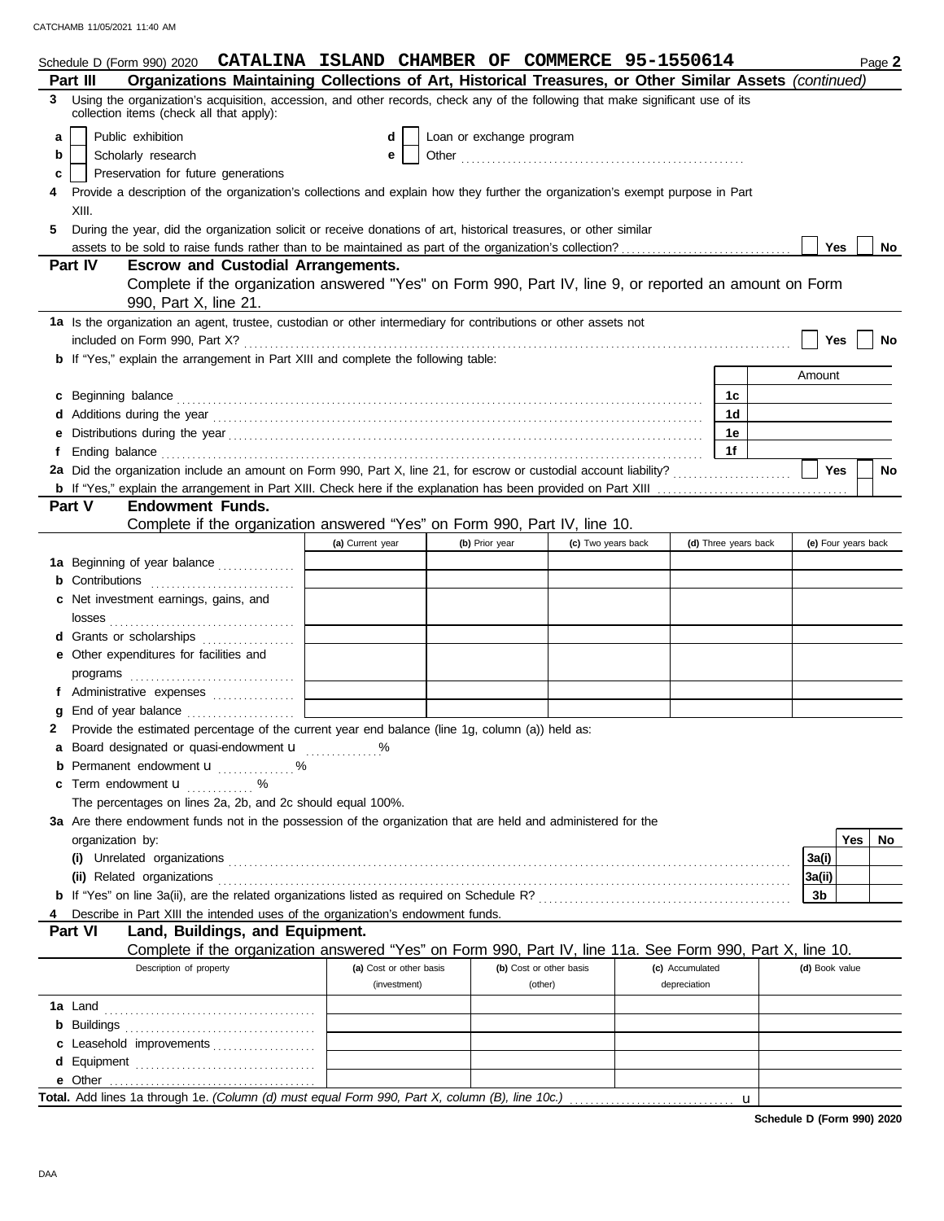Schedule D (Form 990) 2020 **CATALINA ISLAND CHAMBER OF COMMERCE 95-1550614** Page **2**

**Part III Organizations Maintaining Collections of Art, Historical Treasures, or Other Similar Assets** *(continued)*

**3** Using the organization's acquisition, accession, and other records, check any of the following that make significant use of its collection items (check all that apply):

**a** ☐ Public exhibition **d** ☐ Loan or exchange program

**b** ☐ Scholarly research **e** ☐ Other

**c** ☐ Preservation for future generations

**4** Provide a description of the organization's collections and explain how they further the organization's exempt purpose in Part XIII.

**5** During the year, did the organization solicit or receive donations of art, historical treasures, or other similar assets to be sold to raise funds rather than to be maintained as part of the organization's collection? ☐ **Yes** ☐ **No**

**Part IV Escrow and Custodial Arrangements.**
Complete if the organization answered "Yes" on Form 990, Part IV, line 9, or reported an amount on Form 990, Part X, line 21.

**1a** Is the organization an agent, trustee, custodian or other intermediary for contributions or other assets not included on Form 990, Part X? ☐ **Yes** ☐ **No**

**b** If "Yes," explain the arrangement in Part XIII and complete the following table:

| | | Amount |
|---|---|---|
| **c** Beginning balance | 1c | |
| **d** Additions during the year | 1d | |
| **e** Distributions during the year | 1e | |
| **f** Ending balance | 1f | |

**2a** Did the organization include an amount on Form 990, Part X, line 21, for escrow or custodial account liability? ☐ **Yes** ☐ **No**

**b** If "Yes," explain the arrangement in Part XIII. Check here if the explanation has been provided on Part XIII ☐

**Part V Endowment Funds.**
Complete if the organization answered "Yes" on Form 990, Part IV, line 10.

| | (a) Current year | (b) Prior year | (c) Two years back | (d) Three years back | (e) Four years back |
|---|---|---|---|---|---|
| **1a** Beginning of year balance | | | | | |
| **b** Contributions | | | | | |
| **c** Net investment earnings, gains, and losses | | | | | |
| **d** Grants or scholarships | | | | | |
| **e** Other expenditures for facilities and programs | | | | | |
| **f** Administrative expenses | | | | | |
| **g** End of year balance | | | | | |

**2** Provide the estimated percentage of the current year end balance (line 1g, column (a)) held as:

**a** Board designated or quasi-endowment u %

**b** Permanent endowment u %

**c** Term endowment u %

The percentages on lines 2a, 2b, and 2c should equal 100%.

**3a** Are there endowment funds not in the possession of the organization that are held and administered for the organization by:

| | | Yes | No |
|---|---|---|---|
| **(i)** Unrelated organizations | 3a(i) | | |
| **(ii)** Related organizations | 3a(ii) | | |
| **b** If "Yes" on line 3a(ii), are the related organizations listed as required on Schedule R? | 3b | | |

**4** Describe in Part XIII the intended uses of the organization's endowment funds.

**Part VI Land, Buildings, and Equipment.**
Complete if the organization answered "Yes" on Form 990, Part IV, line 11a. See Form 990, Part X, line 10.

| Description of property | (a) Cost or other basis (investment) | (b) Cost or other basis (other) | (c) Accumulated depreciation | (d) Book value |
|---|---|---|---|---|
| **1a** Land | | | | |
| **b** Buildings | | | | |
| **c** Leasehold improvements | | | | |
| **d** Equipment | | | | |
| **e** Other | | | | |
| **Total.** Add lines 1a through 1e. *(Column (d) must equal Form 990, Part X, column (B), line 10c.)* u | | | | |

**Schedule D (Form 990) 2020**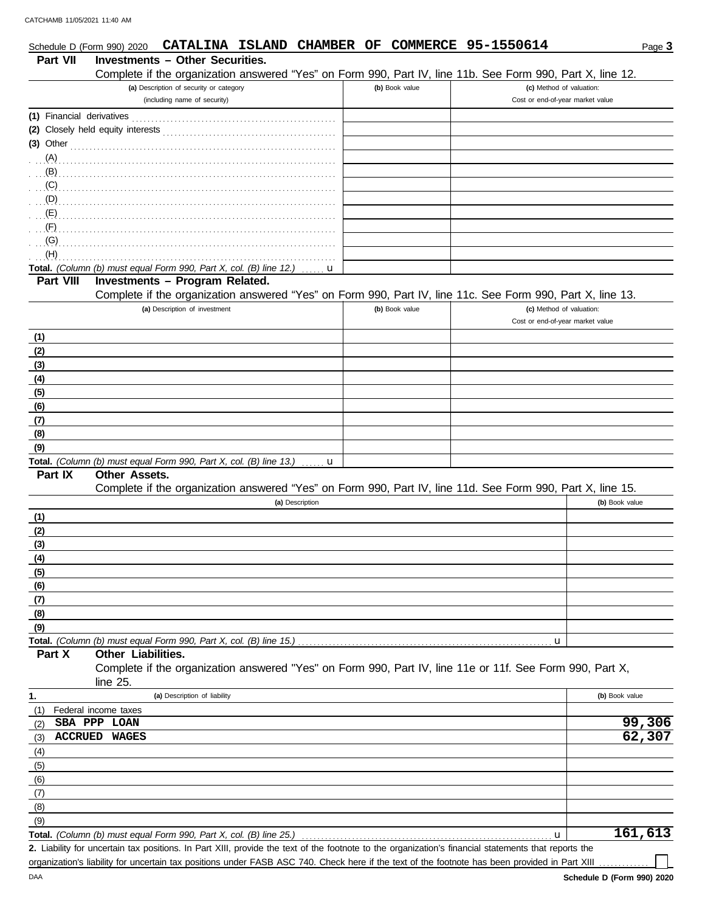Schedule D (Form 990) 2020 **CATALINA ISLAND CHAMBER OF COMMERCE 95-1550614** Page **3**

## Part VII Investments – Other Securities.

Complete if the organization answered "Yes" on Form 990, Part IV, line 11b. See Form 990, Part X, line 12.

| (a) Description of security or category (including name of security) | (b) Book value | (c) Method of valuation: Cost or end-of-year market value |
|---|---|---|
| (1) Financial derivatives | | |
| (2) Closely held equity interests | | |
| (3) Other | | |
| (A) | | |
| (B) | | |
| (C) | | |
| (D) | | |
| (E) | | |
| (F) | | |
| (G) | | |
| (H) | | |
| **Total.** *(Column (b) must equal Form 990, Part X, col. (B) line 12.)* u | | |

## Part VIII Investments – Program Related.

Complete if the organization answered "Yes" on Form 990, Part IV, line 11c. See Form 990, Part X, line 13.

| (a) Description of investment | (b) Book value | (c) Method of valuation: Cost or end-of-year market value |
|---|---|---|
| (1) | | |
| (2) | | |
| (3) | | |
| (4) | | |
| (5) | | |
| (6) | | |
| (7) | | |
| (8) | | |
| (9) | | |
| **Total.** *(Column (b) must equal Form 990, Part X, col. (B) line 13.)* u | | |

## Part IX Other Assets.

Complete if the organization answered "Yes" on Form 990, Part IV, line 11d. See Form 990, Part X, line 15.

| (a) Description | (b) Book value |
|---|---|
| (1) | |
| (2) | |
| (3) | |
| (4) | |
| (5) | |
| (6) | |
| (7) | |
| (8) | |
| (9) | |
| **Total.** *(Column (b) must equal Form 990, Part X, col. (B) line 15.)* u | |

## Part X Other Liabilities.

Complete if the organization answered "Yes" on Form 990, Part IV, line 11e or 11f. See Form 990, Part X, line 25.

| 1. (a) Description of liability | (b) Book value |
|---|---|
| (1) Federal income taxes | |
| (2) SBA PPP LOAN | 99,306 |
| (3) ACCRUED WAGES | 62,307 |
| (4) | |
| (5) | |
| (6) | |
| (7) | |
| (8) | |
| (9) | |
| **Total.** *(Column (b) must equal Form 990, Part X, col. (B) line 25.)* u | 161,613 |

**2.** Liability for uncertain tax positions. In Part XIII, provide the text of the footnote to the organization's financial statements that reports the organization's liability for uncertain tax positions under FASB ASC 740. Check here if the text of the footnote has been provided in Part XIII ☐

Schedule D (Form 990) 2020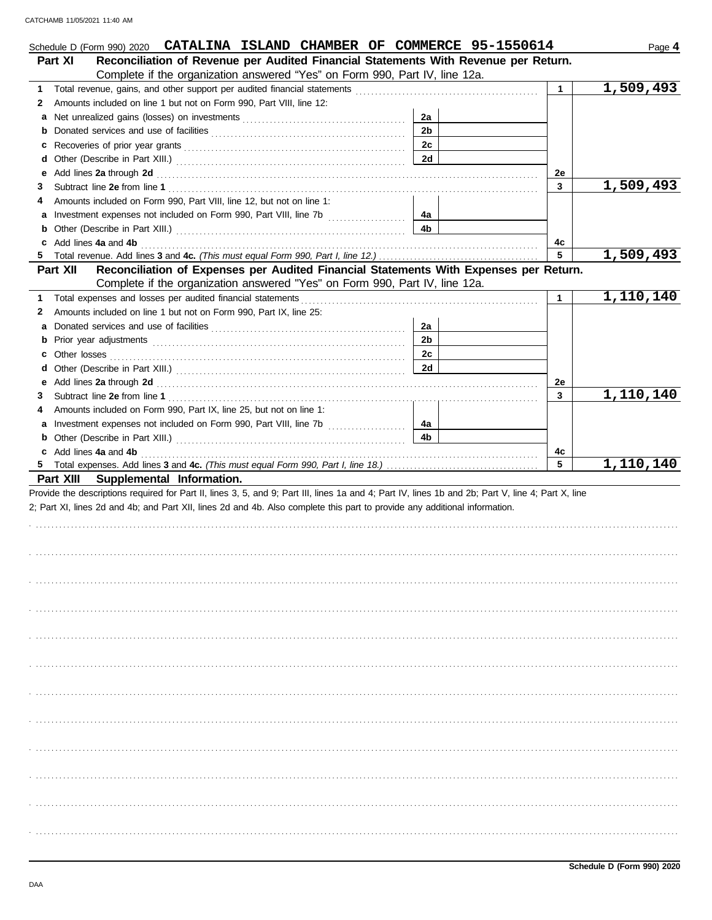Schedule D (Form 990) 2020 **CATALINA ISLAND CHAMBER OF COMMERCE 95-1550614**

## Part XI Reconciliation of Revenue per Audited Financial Statements With Revenue per Return.

Complete if the organization answered "Yes" on Form 990, Part IV, line 12a.

| | | | | | |
|---|---|---|---|---|---|
| 1 | Total revenue, gains, and other support per audited financial statements | | | 1 | 1,509,493 |
| 2 | Amounts included on line 1 but not on Form 990, Part VIII, line 12: | | | | |
| a | Net unrealized gains (losses) on investments | 2a | | | |
| b | Donated services and use of facilities | 2b | | | |
| c | Recoveries of prior year grants | 2c | | | |
| d | Other (Describe in Part XIII.) | 2d | | | |
| e | Add lines **2a** through **2d** | | | 2e | |
| 3 | Subtract line **2e** from line **1** | | | 3 | 1,509,493 |
| 4 | Amounts included on Form 990, Part VIII, line 12, but not on line 1: | | | | |
| a | Investment expenses not included on Form 990, Part VIII, line 7b | 4a | | | |
| b | Other (Describe in Part XIII.) | 4b | | | |
| c | Add lines **4a** and **4b** | | | 4c | |
| 5 | Total revenue. Add lines **3** and **4c.** *(This must equal Form 990, Part I, line 12.)* | | | 5 | 1,509,493 |

## Part XII Reconciliation of Expenses per Audited Financial Statements With Expenses per Return.

Complete if the organization answered "Yes" on Form 990, Part IV, line 12a.

| | | | | | |
|---|---|---|---|---|---|
| 1 | Total expenses and losses per audited financial statements | | | 1 | 1,110,140 |
| 2 | Amounts included on line 1 but not on Form 990, Part IX, line 25: | | | | |
| a | Donated services and use of facilities | 2a | | | |
| b | Prior year adjustments | 2b | | | |
| c | Other losses | 2c | | | |
| d | Other (Describe in Part XIII.) | 2d | | | |
| e | Add lines **2a** through **2d** | | | 2e | |
| 3 | Subtract line **2e** from line **1** | | | 3 | 1,110,140 |
| 4 | Amounts included on Form 990, Part IX, line 25, but not on line 1: | | | | |
| a | Investment expenses not included on Form 990, Part VIII, line 7b | 4a | | | |
| b | Other (Describe in Part XIII.) | 4b | | | |
| c | Add lines **4a** and **4b** | | | 4c | |
| 5 | Total expenses. Add lines **3** and **4c.** *(This must equal Form 990, Part I, line 18.)* | | | 5 | 1,110,140 |

## Part XIII Supplemental Information.

Provide the descriptions required for Part II, lines 3, 5, and 9; Part III, lines 1a and 4; Part IV, lines 1b and 2b; Part V, line 4; Part X, line 2; Part XI, lines 2d and 4b; and Part XII, lines 2d and 4b. Also complete this part to provide any additional information.

**Schedule D (Form 990) 2020**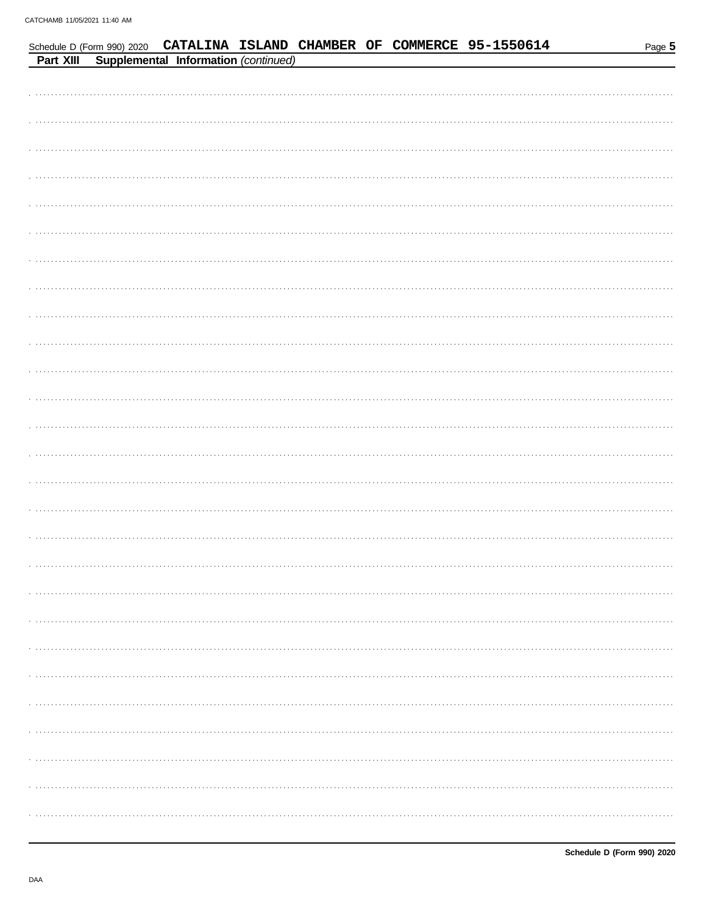Schedule D (Form 990) 2020 CATALINA ISLAND CHAMBER OF COMMERCE 95-1550614

**Part XIII** **Supplemental Information** *(continued)*

Schedule D (Form 990) 2020

DAA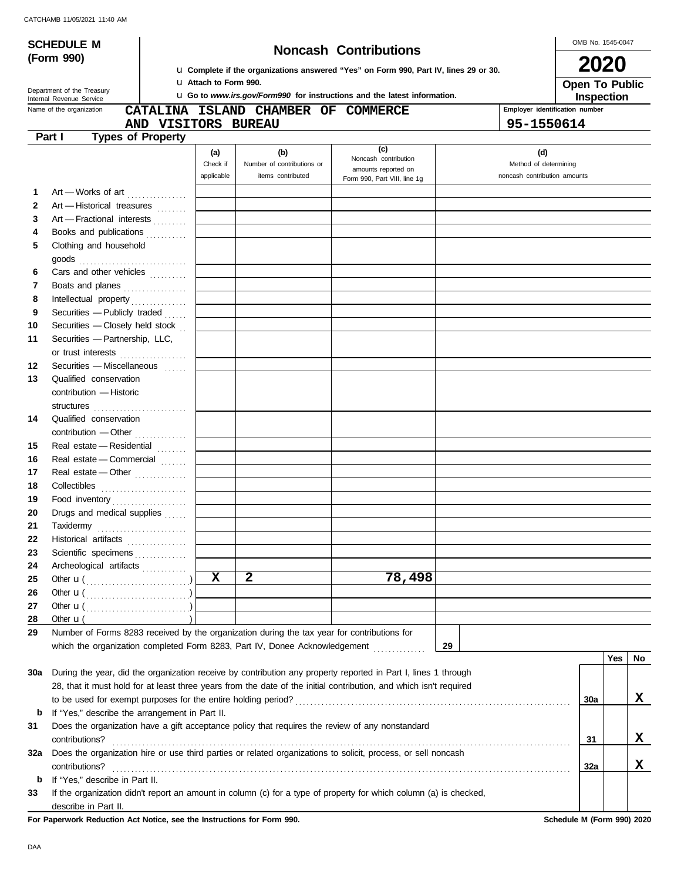CATCHAMB 11/05/2021 11:40 AM

# SCHEDULE M (Form 990)

Department of the Treasury
Internal Revenue Service

## Noncash Contributions

u Complete if the organizations answered "Yes" on Form 990, Part IV, lines 29 or 30.
u Attach to Form 990.
u Go to *www.irs.gov/Form990* for instructions and the latest information.

OMB No. 1545-0047

**2020**

**Open To Public Inspection**

Name of the organization: CATALINA ISLAND CHAMBER OF COMMERCE AND VISITORS BUREAU

Employer identification number: 95-1550614

**Part I Types of Property**

| | | (a) Check if applicable | (b) Number of contributions or items contributed | (c) Noncash contribution amounts reported on Form 990, Part VIII, line 1g | (d) Method of determining noncash contribution amounts |
|---|---|---|---|---|---|
| 1 | Art — Works of art | | | | |
| 2 | Art — Historical treasures | | | | |
| 3 | Art — Fractional interests | | | | |
| 4 | Books and publications | | | | |
| 5 | Clothing and household goods | | | | |
| 6 | Cars and other vehicles | | | | |
| 7 | Boats and planes | | | | |
| 8 | Intellectual property | | | | |
| 9 | Securities — Publicly traded | | | | |
| 10 | Securities — Closely held stock | | | | |
| 11 | Securities — Partnership, LLC, or trust interests | | | | |
| 12 | Securities — Miscellaneous | | | | |
| 13 | Qualified conservation contribution — Historic structures | | | | |
| 14 | Qualified conservation contribution — Other | | | | |
| 15 | Real estate — Residential | | | | |
| 16 | Real estate — Commercial | | | | |
| 17 | Real estate — Other | | | | |
| 18 | Collectibles | | | | |
| 19 | Food inventory | | | | |
| 20 | Drugs and medical supplies | | | | |
| 21 | Taxidermy | | | | |
| 22 | Historical artifacts | | | | |
| 23 | Scientific specimens | | | | |
| 24 | Archeological artifacts | | | | |
| 25 | Other u ( ) | X | 2 | 78,498 | |
| 26 | Other u ( ) | | | | |
| 27 | Other u ( ) | | | | |
| 28 | Other u ( ) | | | | |

29 Number of Forms 8283 received by the organization during the tax year for contributions for which the organization completed Form 8283, Part IV, Donee Acknowledgement ............. **29**

| | | | Yes | No |
|---|---|---|---|---|
| 30a | During the year, did the organization receive by contribution any property reported in Part I, lines 1 through 28, that it must hold for at least three years from the date of the initial contribution, and which isn't required to be used for exempt purposes for the entire holding period? | 30a | | X |
| b | If "Yes," describe the arrangement in Part II. | | | |
| 31 | Does the organization have a gift acceptance policy that requires the review of any nonstandard contributions? | 31 | | X |
| 32a | Does the organization hire or use third parties or related organizations to solicit, process, or sell noncash contributions? | 32a | | X |
| b | If "Yes," describe in Part II. | | | |
| 33 | If the organization didn't report an amount in column (c) for a type of property for which column (a) is checked, describe in Part II. | | | |

**For Paperwork Reduction Act Notice, see the Instructions for Form 990.** **Schedule M (Form 990) 2020**

DAA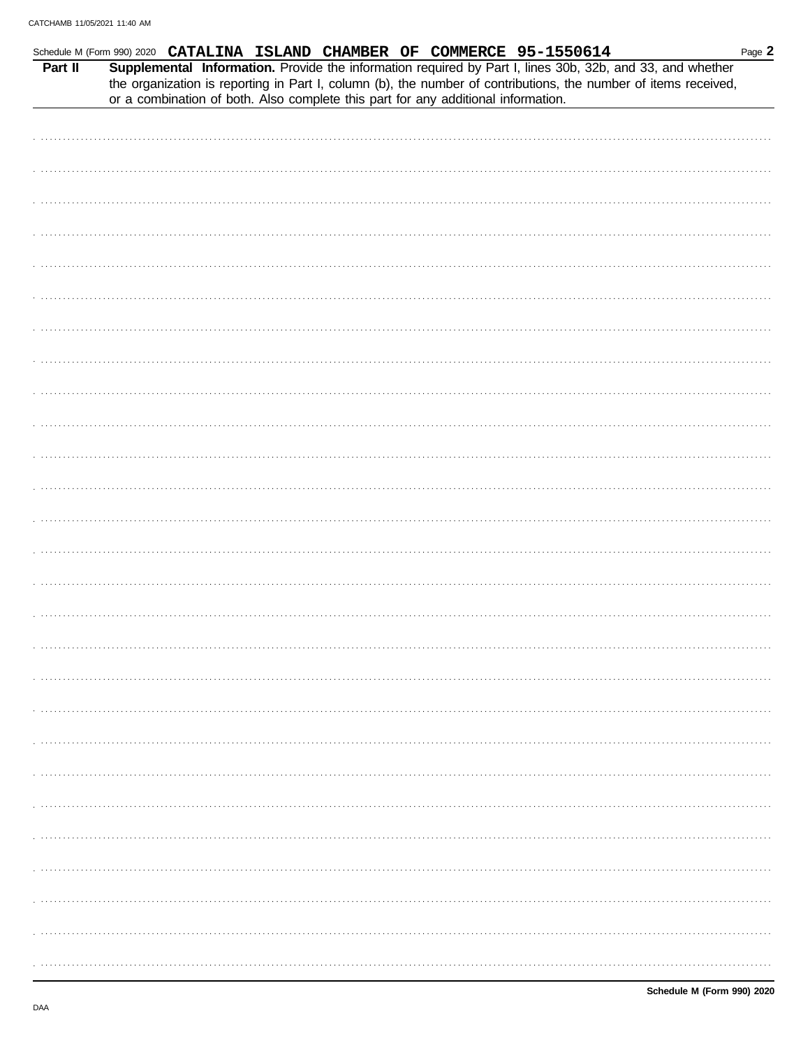Schedule M (Form 990) 2020 **CATALINA ISLAND CHAMBER OF COMMERCE 95-1550614** Page **2**

**Part II** **Supplemental Information.** Provide the information required by Part I, lines 30b, 32b, and 33, and whether the organization is reporting in Part I, column (b), the number of contributions, the number of items received, or a combination of both. Also complete this part for any additional information.

**Schedule M (Form 990) 2020**

DAA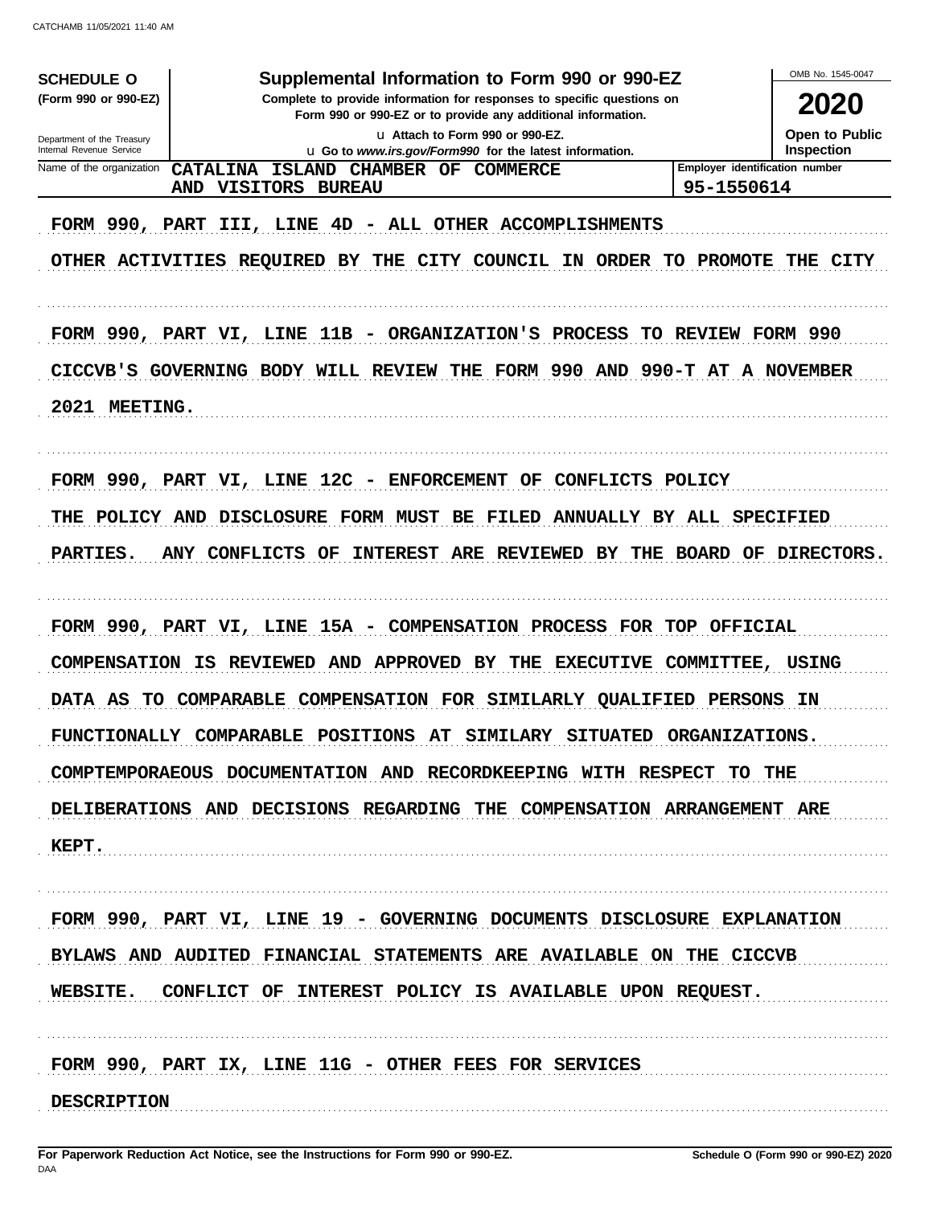**SCHEDULE O** (Form 990 or 990-EZ)

Department of the Treasury
Internal Revenue Service

# Supplemental Information to Form 990 or 990-EZ

**Complete to provide information for responses to specific questions on Form 990 or 990-EZ or to provide any additional information.**

u Attach to Form 990 or 990-EZ.

u Go to *www.irs.gov/Form990* for the latest information.

OMB No. 1545-0047

**2020**

**Open to Public Inspection**

| Name of the organization | Employer identification number |
|---|---|
| CATALINA ISLAND CHAMBER OF COMMERCE AND VISITORS BUREAU | 95-1550614 |

FORM 990, PART III, LINE 4D - ALL OTHER ACCOMPLISHMENTS

OTHER ACTIVITIES REQUIRED BY THE CITY COUNCIL IN ORDER TO PROMOTE THE CITY

FORM 990, PART VI, LINE 11B - ORGANIZATION'S PROCESS TO REVIEW FORM 990

CICCVB'S GOVERNING BODY WILL REVIEW THE FORM 990 AND 990-T AT A NOVEMBER 2021 MEETING.

FORM 990, PART VI, LINE 12C - ENFORCEMENT OF CONFLICTS POLICY

THE POLICY AND DISCLOSURE FORM MUST BE FILED ANNUALLY BY ALL SPECIFIED PARTIES. ANY CONFLICTS OF INTEREST ARE REVIEWED BY THE BOARD OF DIRECTORS.

FORM 990, PART VI, LINE 15A - COMPENSATION PROCESS FOR TOP OFFICIAL

COMPENSATION IS REVIEWED AND APPROVED BY THE EXECUTIVE COMMITTEE, USING DATA AS TO COMPARABLE COMPENSATION FOR SIMILARLY QUALIFIED PERSONS IN FUNCTIONALLY COMPARABLE POSITIONS AT SIMILARY SITUATED ORGANIZATIONS. COMPTEMPORAEOUS DOCUMENTATION AND RECORDKEEPING WITH RESPECT TO THE DELIBERATIONS AND DECISIONS REGARDING THE COMPENSATION ARRANGEMENT ARE KEPT.

FORM 990, PART VI, LINE 19 - GOVERNING DOCUMENTS DISCLOSURE EXPLANATION

BYLAWS AND AUDITED FINANCIAL STATEMENTS ARE AVAILABLE ON THE CICCVB WEBSITE. CONFLICT OF INTEREST POLICY IS AVAILABLE UPON REQUEST.

FORM 990, PART IX, LINE 11G - OTHER FEES FOR SERVICES

DESCRIPTION

For Paperwork Reduction Act Notice, see the Instructions for Form 990 or 990-EZ.

Schedule O (Form 990 or 990-EZ) 2020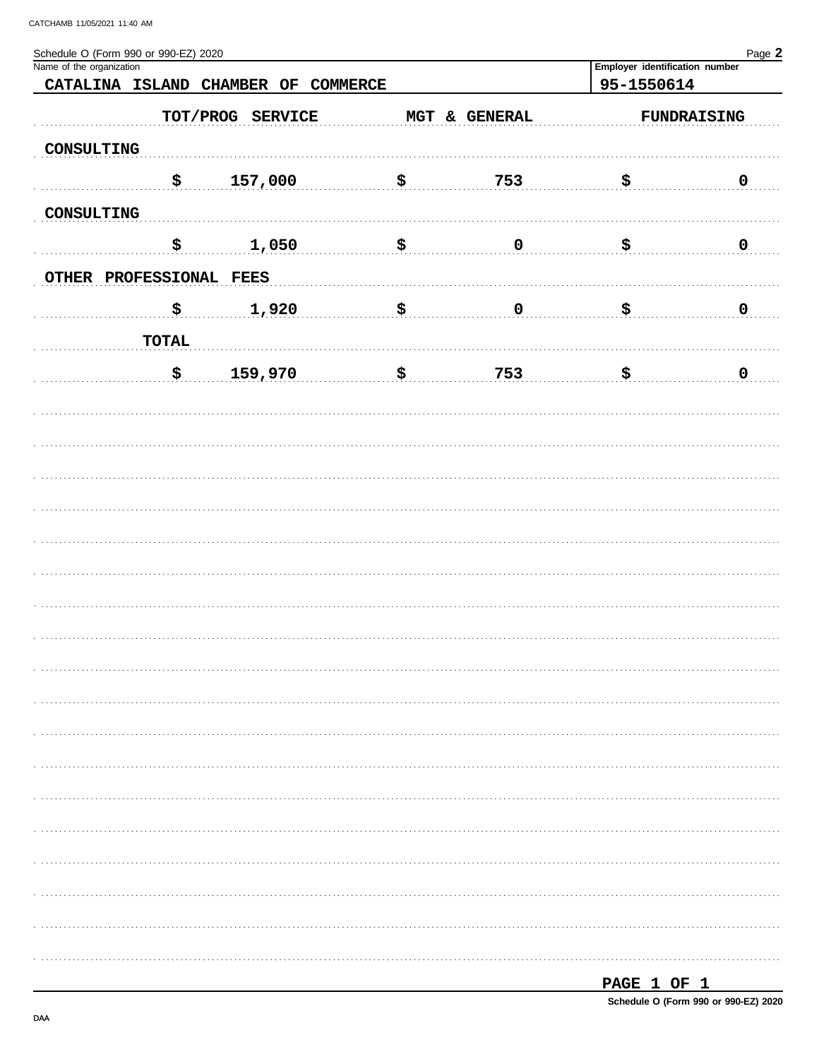Schedule O (Form 990 or 990-EZ) 2020

Name of the organization: CATALINA ISLAND CHAMBER OF COMMERCE

Employer identification number: 95-1550614

| | TOT/PROG SERVICE | MGT & GENERAL | FUNDRAISING |
|---|---|---|---|
| CONSULTING | | | |
| | $ 157,000 | $ 753 | $ 0 |
| CONSULTING | | | |
| | $ 1,050 | $ 0 | $ 0 |
| OTHER PROFESSIONAL FEES | | | |
| | $ 1,920 | $ 0 | $ 0 |
| TOTAL | | | |
| | $ 159,970 | $ 753 | $ 0 |

PAGE 1 OF 1

Schedule O (Form 990 or 990-EZ) 2020